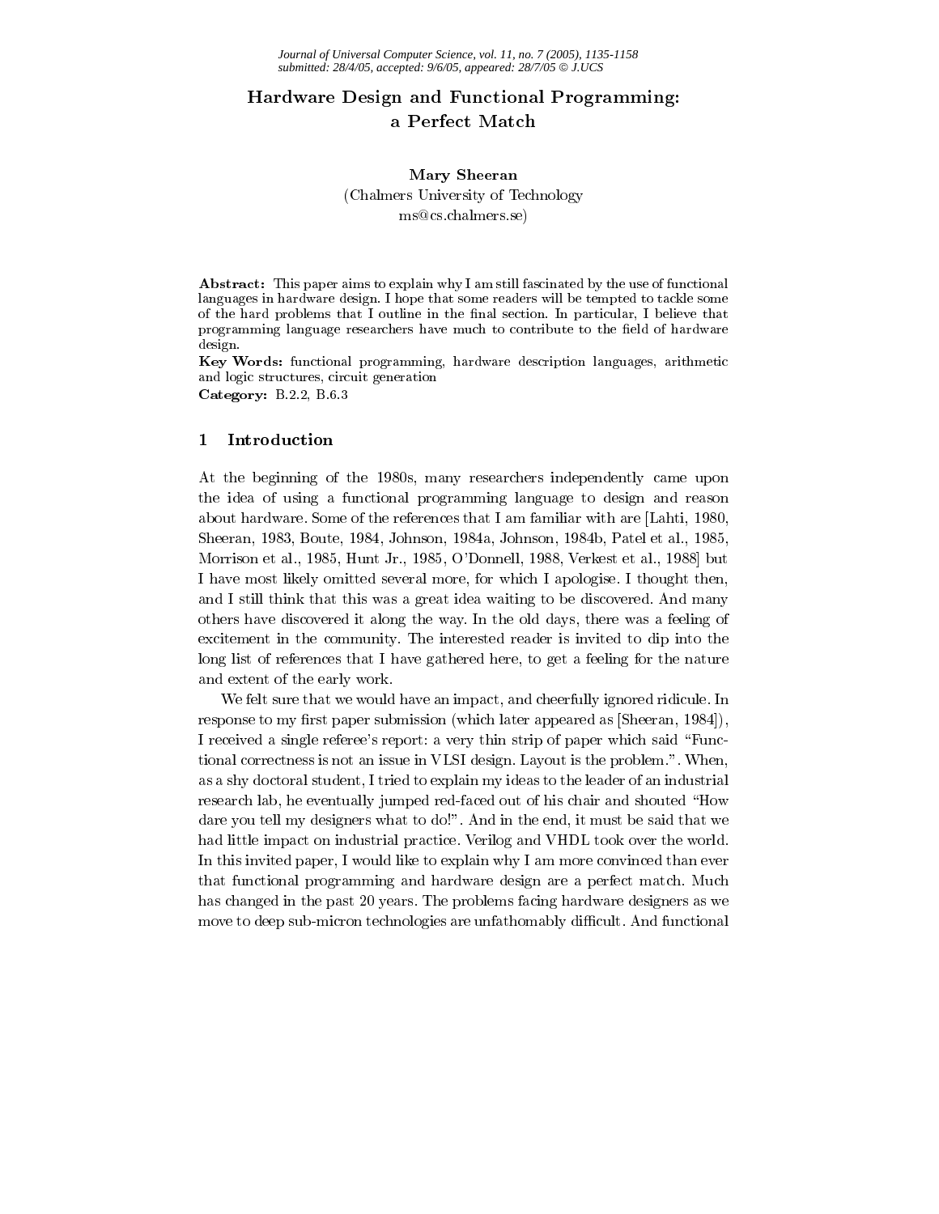# Hardware Design and Functional Programming: a Perfect Match

**Mary Sheeran**
(Chalmers University of Technology
ms@cs.chalmers.se)

**Abstract:** This paper aims to explain why I am still fascinated by the use of functional languages in hardware design. I hope that some readers will be tempted to tackle some of the hard problems that I outline in the final section. In particular, I believe that programming language researchers have much to contribute to the field of hardware design.

**Key Words:** functional programming, hardware description languages, arithmetic and logic structures, circuit generation

**Category:** B.2.2, B.6.3

## 1 Introduction

At the beginning of the 1980s, many researchers independently came upon the idea of using a functional programming language to design and reason about hardware. Some of the references that I am familiar with are [Lahti, 1980, Sheeran, 1983, Boute, 1984, Johnson, 1984a, Johnson, 1984b, Patel et al., 1985, Morrison et al., 1985, Hunt Jr., 1985, O'Donnell, 1988, Verkest et al., 1988] but I have most likely omitted several more, for which I apologise. I thought then, and I still think that this was a great idea waiting to be discovered. And many others have discovered it along the way. In the old days, there was a feeling of excitement in the community. The interested reader is invited to dip into the long list of references that I have gathered here, to get a feeling for the nature and extent of the early work.

We felt sure that we would have an impact, and cheerfully ignored ridicule. In response to my first paper submission (which later appeared as [Sheeran, 1984]), I received a single referee's report: a very thin strip of paper which said "Functional correctness is not an issue in VLSI design. Layout is the problem.". When, as a shy doctoral student, I tried to explain my ideas to the leader of an industrial research lab, he eventually jumped red-faced out of his chair and shouted "How dare you tell my designers what to do!". And in the end, it must be said that we had little impact on industrial practice. Verilog and VHDL took over the world. In this invited paper, I would like to explain why I am more convinced than ever that functional programming and hardware design are a perfect match. Much has changed in the past 20 years. The problems facing hardware designers as we move to deep sub-micron technologies are unfathomably difficult. And functional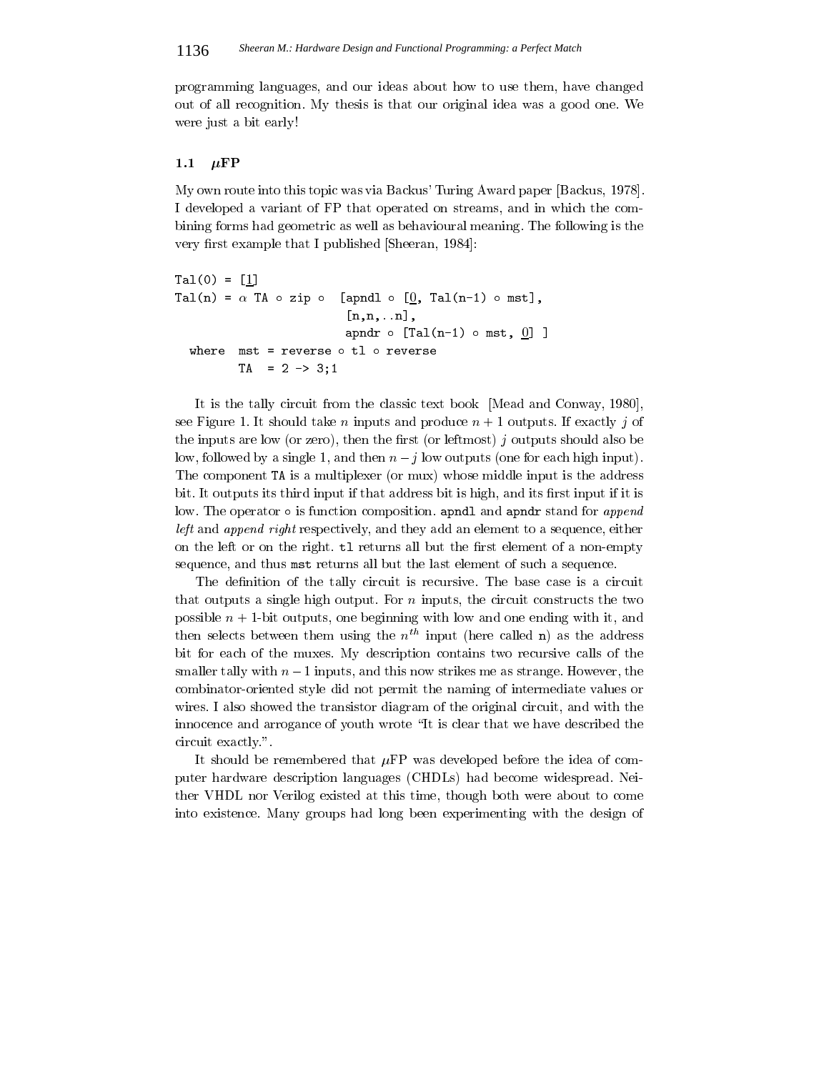programming languages, and our ideas about how to use them, have changed out of all recognition. My thesis is that our original idea was a good one. We were just a bit early!

### 1.1 $\mu$FP

My own route into this topic was via Backus' Turing Award paper [Backus, 1978]. I developed a variant of FP that operated on streams, and in which the combining forms had geometric as well as behavioural meaning. The following is the very first example that I published [Sheeran, 1984]:

```
Tal(0) = [1]
Tal(n) = α TA ∘ zip ∘  [apndl ∘ [0, Tal(n-1) ∘ mst],
                        [n,n,..n],
                        apndr ∘ [Tal(n-1) ∘ mst, 0] ]
  where  mst = reverse ∘ tl ∘ reverse
         TA  = 2 -> 3;1
```

It is the tally circuit from the classic text book [Mead and Conway, 1980], see Figure 1. It should take $n$ inputs and produce $n+1$ outputs. If exactly $j$ of the inputs are low (or zero), then the first (or leftmost) $j$ outputs should also be low, followed by a single 1, and then $n-j$ low outputs (one for each high input). The component `TA` is a multiplexer (or mux) whose middle input is the address bit. It outputs its third input if that address bit is high, and its first input if it is low. The operator $\circ$ is function composition. `apndl` and `apndr` stand for *append left* and *append right* respectively, and they add an element to a sequence, either on the left or on the right. `tl` returns all but the first element of a non-empty sequence, and thus `mst` returns all but the last element of such a sequence.

The definition of the tally circuit is recursive. The base case is a circuit that outputs a single high output. For $n$ inputs, the circuit constructs the two possible $n+1$-bit outputs, one beginning with low and one ending with it, and then selects between them using the $n^{th}$ input (here called `n`) as the address bit for each of the muxes. My description contains two recursive calls of the smaller tally with $n-1$ inputs, and this now strikes me as strange. However, the combinator-oriented style did not permit the naming of intermediate values or wires. I also showed the transistor diagram of the original circuit, and with the innocence and arrogance of youth wrote "It is clear that we have described the circuit exactly.".

It should be remembered that $\mu$FP was developed before the idea of computer hardware description languages (CHDLs) had become widespread. Neither VHDL nor Verilog existed at this time, though both were about to come into existence. Many groups had long been experimenting with the design of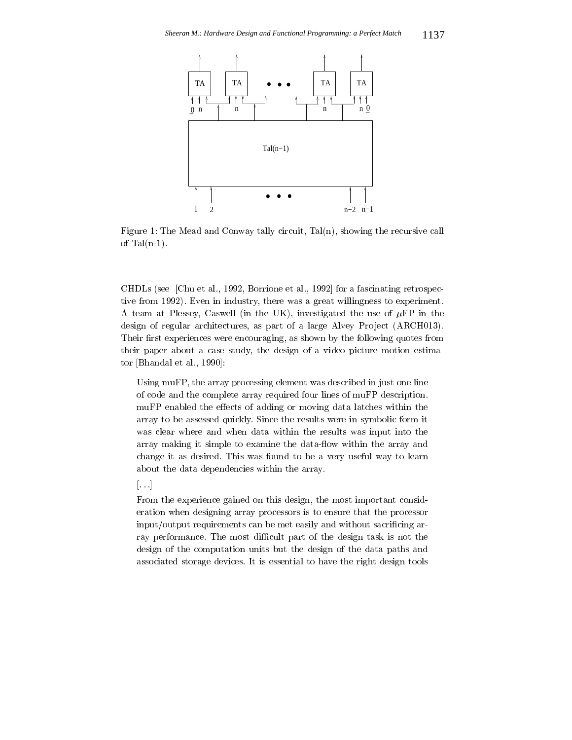Figure 1: The Mead and Conway tally circuit, Tal(n), showing the recursive call of Tal(n-1).

CHDLs (see [Chu et al., 1992, Borrione et al., 1992] for a fascinating retrospective from 1992). Even in industry, there was a great willingness to experiment. A team at Plessey, Caswell (in the UK), investigated the use of $\mu$FP in the design of regular architectures, as part of a large Alvey Project (ARCH013). Their first experiences were encouraging, as shown by the following quotes from their paper about a case study, the design of a video picture motion estimator [Bhandal et al., 1990]:

> Using muFP, the array processing element was described in just one line of code and the complete array required four lines of muFP description. muFP enabled the effects of adding or moving data latches within the array to be assessed quickly. Since the results were in symbolic form it was clear where and when data within the results was input into the array making it simple to examine the data-flow within the array and change it as desired. This was found to be a very useful way to learn about the data dependencies within the array.
>
> [...]
>
> From the experience gained on this design, the most important consideration when designing array processors is to ensure that the processor input/output requirements can be met easily and without sacrificing array performance. The most difficult part of the design task is not the design of the computation units but the design of the data paths and associated storage devices. It is essential to have the right design tools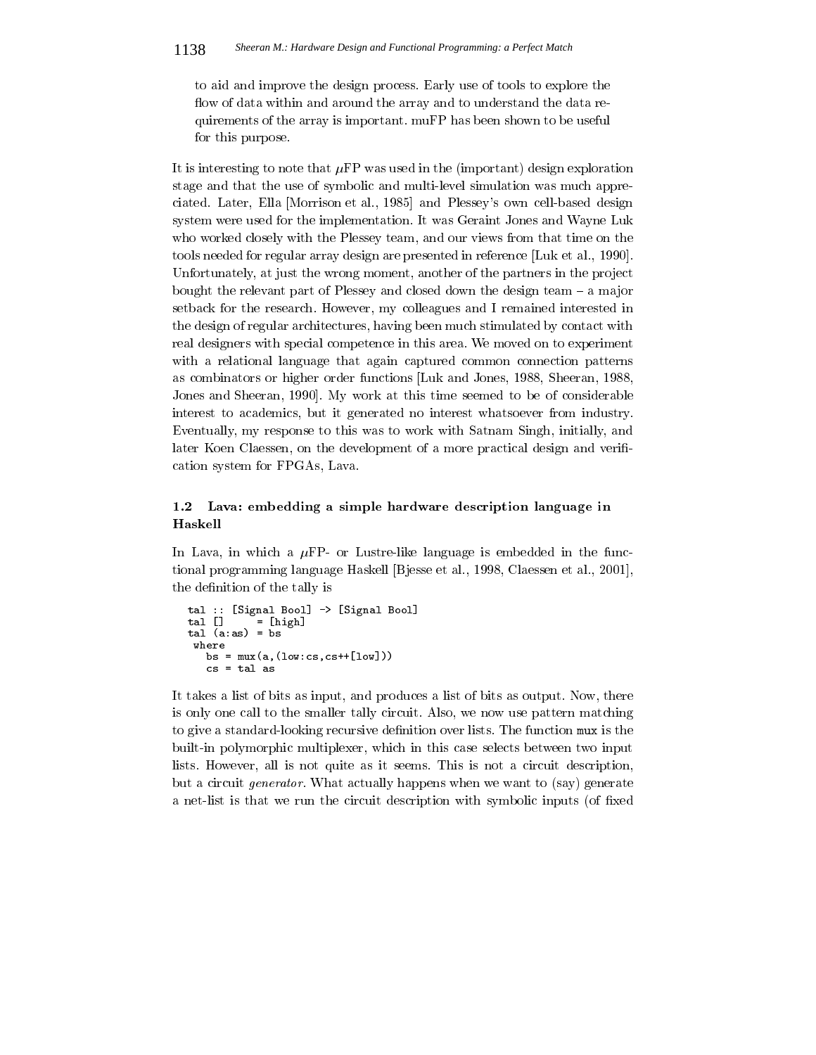to aid and improve the design process. Early use of tools to explore the flow of data within and around the array and to understand the data requirements of the array is important. muFP has been shown to be useful for this purpose.

It is interesting to note that $\mu$FP was used in the (important) design exploration stage and that the use of symbolic and multi-level simulation was much appreciated. Later, Ella [Morrison et al., 1985] and Plessey's own cell-based design system were used for the implementation. It was Geraint Jones and Wayne Luk who worked closely with the Plessey team, and our views from that time on the tools needed for regular array design are presented in reference [Luk et al., 1990]. Unfortunately, at just the wrong moment, another of the partners in the project bought the relevant part of Plessey and closed down the design team – a major setback for the research. However, my colleagues and I remained interested in the design of regular architectures, having been much stimulated by contact with real designers with special competence in this area. We moved on to experiment with a relational language that again captured common connection patterns as combinators or higher order functions [Luk and Jones, 1988, Sheeran, 1988, Jones and Sheeran, 1990]. My work at this time seemed to be of considerable interest to academics, but it generated no interest whatsoever from industry. Eventually, my response to this was to work with Satnam Singh, initially, and later Koen Claessen, on the development of a more practical design and verification system for FPGAs, Lava.

### 1.2 Lava: embedding a simple hardware description language in Haskell

In Lava, in which a $\mu$FP- or Lustre-like language is embedded in the functional programming language Haskell [Bjesse et al., 1998, Claessen et al., 2001], the definition of the tally is

```
tal :: [Signal Bool] -> [Signal Bool]
tal []     = [high]
tal (a:as) = bs
 where
   bs = mux(a,(low:cs,cs++[low]))
   cs = tal as
```

It takes a list of bits as input, and produces a list of bits as output. Now, there is only one call to the smaller tally circuit. Also, we now use pattern matching to give a standard-looking recursive definition over lists. The function `mux` is the built-in polymorphic multiplexer, which in this case selects between two input lists. However, all is not quite as it seems. This is not a circuit description, but a circuit *generator*. What actually happens when we want to (say) generate a net-list is that we run the circuit description with symbolic inputs (of fixed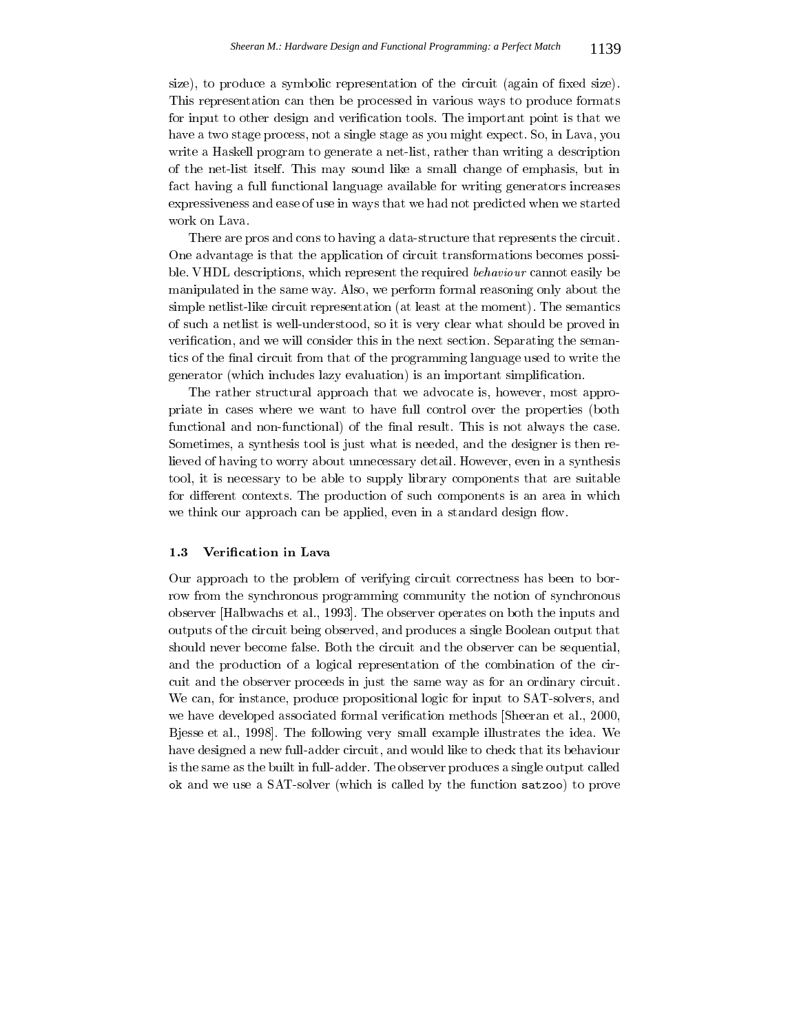size), to produce a symbolic representation of the circuit (again of fixed size). This representation can then be processed in various ways to produce formats for input to other design and verification tools. The important point is that we have a two stage process, not a single stage as you might expect. So, in Lava, you write a Haskell program to generate a net-list, rather than writing a description of the net-list itself. This may sound like a small change of emphasis, but in fact having a full functional language available for writing generators increases expressiveness and ease of use in ways that we had not predicted when we started work on Lava.

There are pros and cons to having a data-structure that represents the circuit. One advantage is that the application of circuit transformations becomes possible. VHDL descriptions, which represent the required *behaviour* cannot easily be manipulated in the same way. Also, we perform formal reasoning only about the simple netlist-like circuit representation (at least at the moment). The semantics of such a netlist is well-understood, so it is very clear what should be proved in verification, and we will consider this in the next section. Separating the semantics of the final circuit from that of the programming language used to write the generator (which includes lazy evaluation) is an important simplification.

The rather structural approach that we advocate is, however, most appropriate in cases where we want to have full control over the properties (both functional and non-functional) of the final result. This is not always the case. Sometimes, a synthesis tool is just what is needed, and the designer is then relieved of having to worry about unnecessary detail. However, even in a synthesis tool, it is necessary to be able to supply library components that are suitable for different contexts. The production of such components is an area in which we think our approach can be applied, even in a standard design flow.

### 1.3 Verification in Lava

Our approach to the problem of verifying circuit correctness has been to borrow from the synchronous programming community the notion of synchronous observer [Halbwachs et al., 1993]. The observer operates on both the inputs and outputs of the circuit being observed, and produces a single Boolean output that should never become false. Both the circuit and the observer can be sequential, and the production of a logical representation of the combination of the circuit and the observer proceeds in just the same way as for an ordinary circuit. We can, for instance, produce propositional logic for input to SAT-solvers, and we have developed associated formal verification methods [Sheeran et al., 2000, Bjesse et al., 1998]. The following very small example illustrates the idea. We have designed a new full-adder circuit, and would like to check that its behaviour is the same as the built in full-adder. The observer produces a single output called `ok` and we use a SAT-solver (which is called by the function `satzoo`) to prove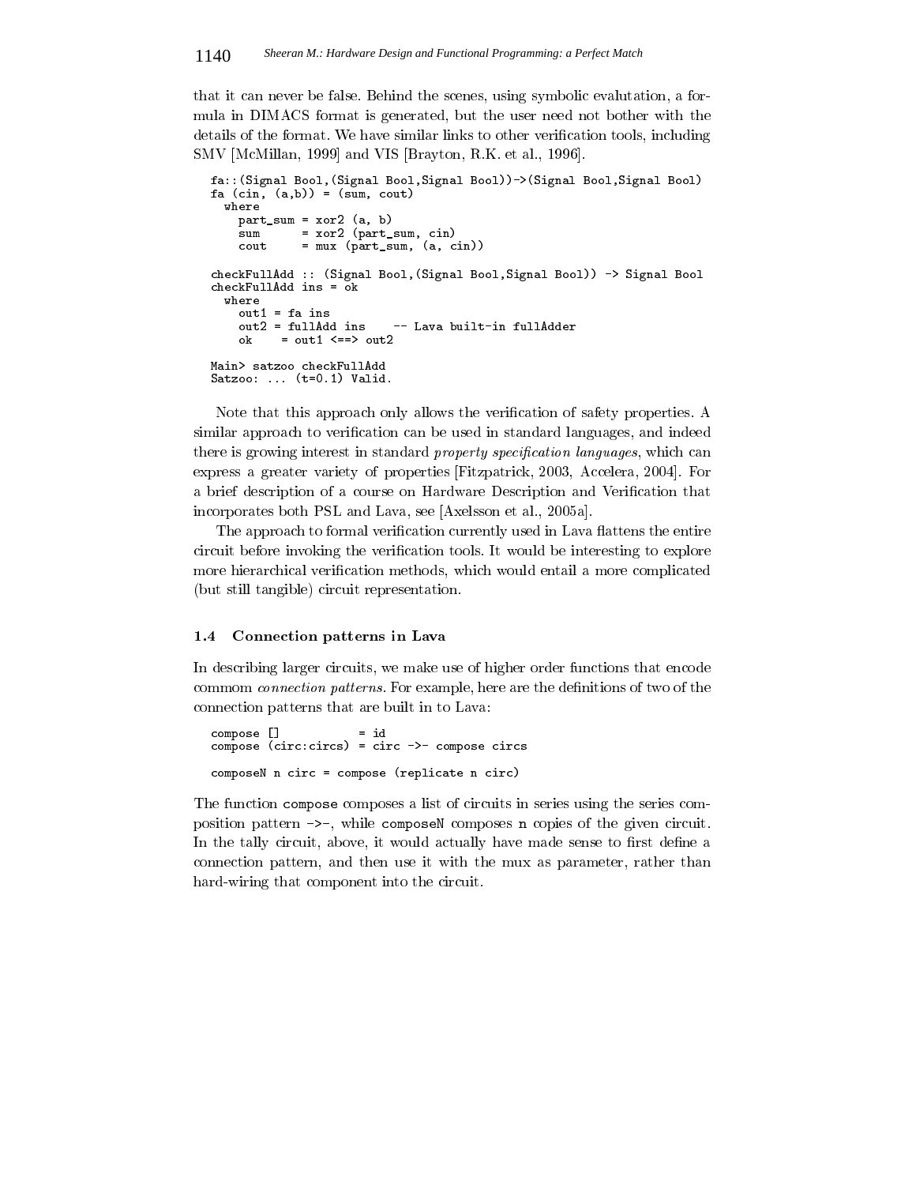that it can never be false. Behind the scenes, using symbolic evalutation, a formula in DIMACS format is generated, but the user need not bother with the details of the format. We have similar links to other verification tools, including SMV [McMillan, 1999] and VIS [Brayton, R.K. et al., 1996].

```
fa::(Signal Bool,(Signal Bool,Signal Bool))->(Signal Bool,Signal Bool)
fa (cin, (a,b)) = (sum, cout)
  where
    part_sum = xor2 (a, b)
    sum      = xor2 (part_sum, cin)
    cout     = mux (part_sum, (a, cin))

checkFullAdd :: (Signal Bool,(Signal Bool,Signal Bool)) -> Signal Bool
checkFullAdd ins = ok
  where
    out1 = fa ins
    out2 = fullAdd ins    -- Lava built-in fullAdder
    ok    = out1 <==> out2

Main> satzoo checkFullAdd
Satzoo: ... (t=0.1) Valid.
```

Note that this approach only allows the verification of safety properties. A similar approach to verification can be used in standard languages, and indeed there is growing interest in standard *property specification languages*, which can express a greater variety of properties [Fitzpatrick, 2003, Accelera, 2004]. For a brief description of a course on Hardware Description and Verification that incorporates both PSL and Lava, see [Axelsson et al., 2005a].

The approach to formal verification currently used in Lava flattens the entire circuit before invoking the verification tools. It would be interesting to explore more hierarchical verification methods, which would entail a more complicated (but still tangible) circuit representation.

### 1.4 Connection patterns in Lava

In describing larger circuits, we make use of higher order functions that encode commom *connection patterns*. For example, here are the definitions of two of the connection patterns that are built in to Lava:

```
compose []           = id
compose (circ:circs) = circ ->- compose circs

composeN n circ = compose (replicate n circ)
```

The function `compose` composes a list of circuits in series using the series composition pattern `->-`, while `composeN` composes `n` copies of the given circuit. In the tally circuit, above, it would actually have made sense to first define a connection pattern, and then use it with the mux as parameter, rather than hard-wiring that component into the circuit.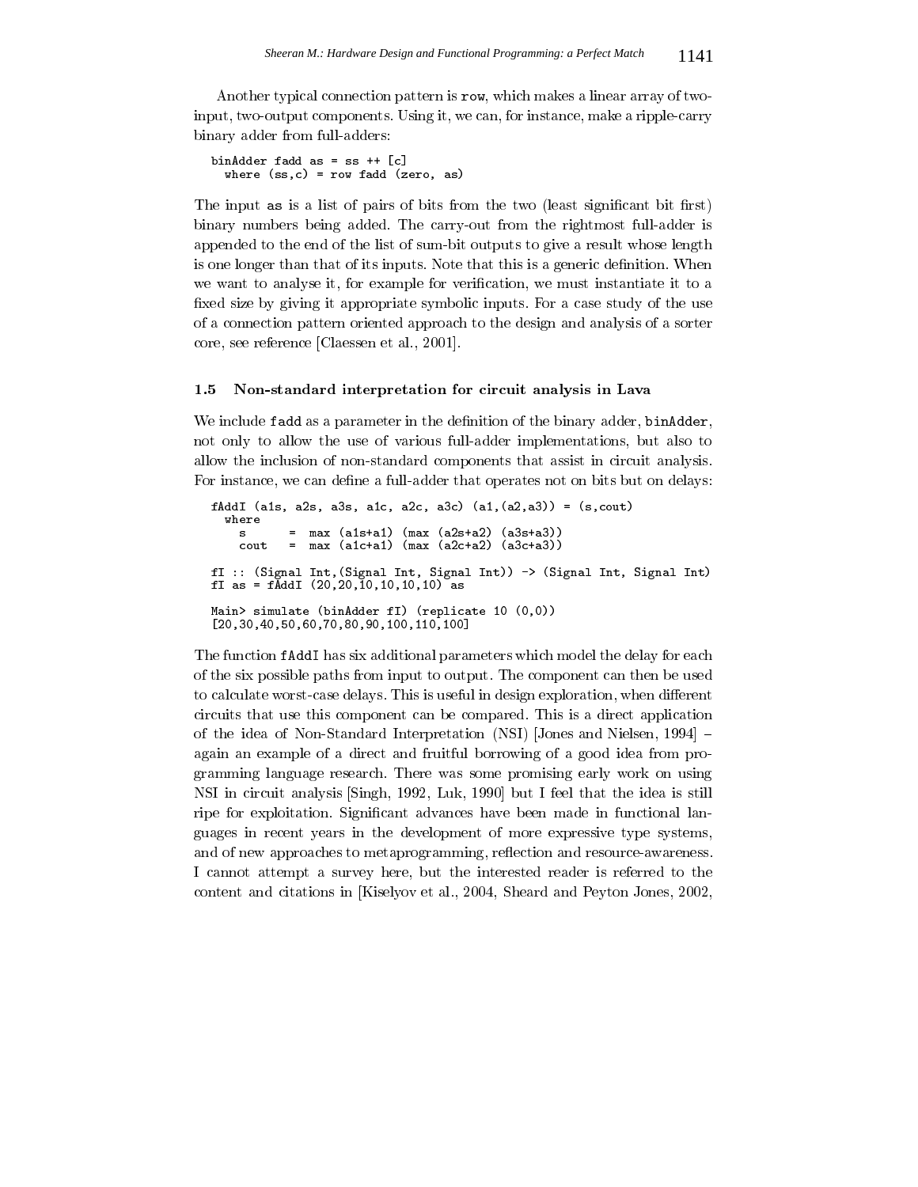Another typical connection pattern is `row`, which makes a linear array of two-input, two-output components. Using it, we can, for instance, make a ripple-carry binary adder from full-adders:

```
binAdder fadd as = ss ++ [c]
  where (ss,c) = row fadd (zero, as)
```

The input `as` is a list of pairs of bits from the two (least significant bit first) binary numbers being added. The carry-out from the rightmost full-adder is appended to the end of the list of sum-bit outputs to give a result whose length is one longer than that of its inputs. Note that this is a generic definition. When we want to analyse it, for example for verification, we must instantiate it to a fixed size by giving it appropriate symbolic inputs. For a case study of the use of a connection pattern oriented approach to the design and analysis of a sorter core, see reference [Claessen et al., 2001].

### 1.5 Non-standard interpretation for circuit analysis in Lava

We include `fadd` as a parameter in the definition of the binary adder, `binAdder`, not only to allow the use of various full-adder implementations, but also to allow the inclusion of non-standard components that assist in circuit analysis. For instance, we can define a full-adder that operates not on bits but on delays:

```
fAddI (a1s, a2s, a3s, a1c, a2c, a3c) (a1,(a2,a3)) = (s,cout)
  where
    s      =  max (a1s+a1) (max (a2s+a2) (a3s+a3))
    cout   =  max (a1c+a1) (max (a2c+a2) (a3c+a3))

fI :: (Signal Int,(Signal Int, Signal Int)) -> (Signal Int, Signal Int)
fI as = fAddI (20,20,10,10,10,10) as

Main> simulate (binAdder fI) (replicate 10 (0,0))
[20,30,40,50,60,70,80,90,100,110,100]
```

The function `fAddI` has six additional parameters which model the delay for each of the six possible paths from input to output. The component can then be used to calculate worst-case delays. This is useful in design exploration, when different circuits that use this component can be compared. This is a direct application of the idea of Non-Standard Interpretation (NSI) [Jones and Nielsen, 1994] – again an example of a direct and fruitful borrowing of a good idea from programming language research. There was some promising early work on using NSI in circuit analysis [Singh, 1992, Luk, 1990] but I feel that the idea is still ripe for exploitation. Significant advances have been made in functional languages in recent years in the development of more expressive type systems, and of new approaches to metaprogramming, reflection and resource-awareness. I cannot attempt a survey here, but the interested reader is referred to the content and citations in [Kiselyov et al., 2004, Sheard and Peyton Jones, 2002,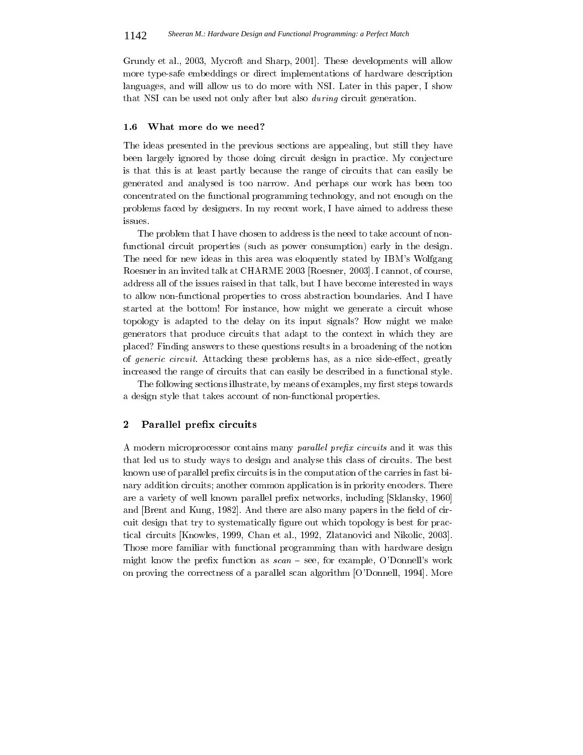Grundy et al., 2003, Mycroft and Sharp, 2001]. These developments will allow more type-safe embeddings or direct implementations of hardware description languages, and will allow us to do more with NSI. Later in this paper, I show that NSI can be used not only after but also *during* circuit generation.

### 1.6 What more do we need?

The ideas presented in the previous sections are appealing, but still they have been largely ignored by those doing circuit design in practice. My conjecture is that this is at least partly because the range of circuits that can easily be generated and analysed is too narrow. And perhaps our work has been too concentrated on the functional programming technology, and not enough on the problems faced by designers. In my recent work, I have aimed to address these issues.

The problem that I have chosen to address is the need to take account of non-functional circuit properties (such as power consumption) early in the design. The need for new ideas in this area was eloquently stated by IBM's Wolfgang Roesner in an invited talk at CHARME 2003 [Roesner, 2003]. I cannot, of course, address all of the issues raised in that talk, but I have become interested in ways to allow non-functional properties to cross abstraction boundaries. And I have started at the bottom! For instance, how might we generate a circuit whose topology is adapted to the delay on its input signals? How might we make generators that produce circuits that adapt to the context in which they are placed? Finding answers to these questions results in a broadening of the notion of *generic circuit*. Attacking these problems has, as a nice side-effect, greatly increased the range of circuits that can easily be described in a functional style.

The following sections illustrate, by means of examples, my first steps towards a design style that takes account of non-functional properties.

## 2 Parallel prefix circuits

A modern microprocessor contains many *parallel prefix circuits* and it was this that led us to study ways to design and analyse this class of circuits. The best known use of parallel prefix circuits is in the computation of the carries in fast binary addition circuits; another common application is in priority encoders. There are a variety of well known parallel prefix networks, including [Sklansky, 1960] and [Brent and Kung, 1982]. And there are also many papers in the field of circuit design that try to systematically figure out which topology is best for practical circuits [Knowles, 1999, Chan et al., 1992, Zlatanovici and Nikolic, 2003]. Those more familiar with functional programming than with hardware design might know the prefix function as *scan* – see, for example, O'Donnell's work on proving the correctness of a parallel scan algorithm [O'Donnell, 1994]. More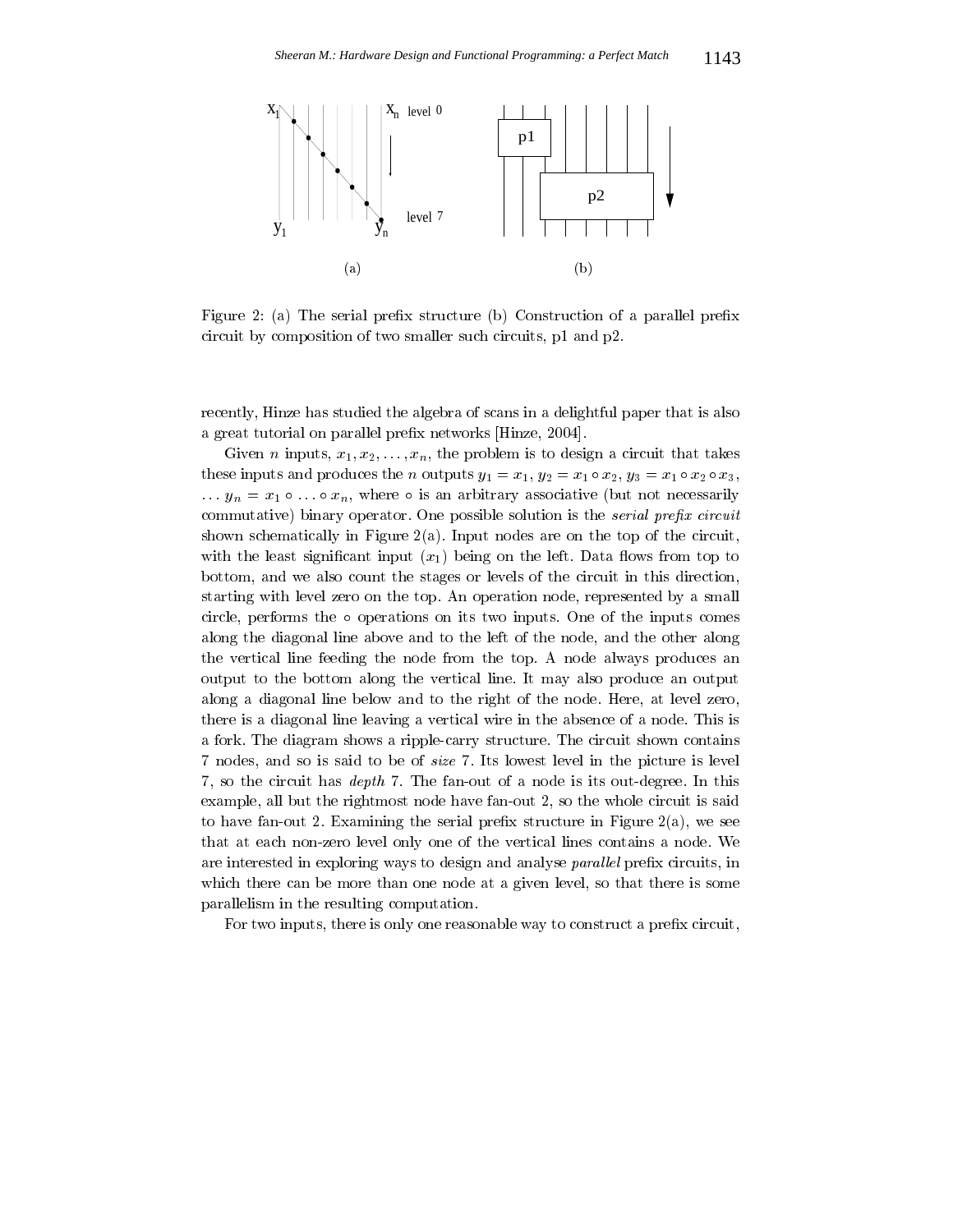Figure 2: (a) The serial prefix structure (b) Construction of a parallel prefix circuit by composition of two smaller such circuits, p1 and p2.

recently, Hinze has studied the algebra of scans in a delightful paper that is also a great tutorial on parallel prefix networks [Hinze, 2004].

Given $n$ inputs, $x_1, x_2, \ldots, x_n$, the problem is to design a circuit that takes these inputs and produces the $n$ outputs $y_1 = x_1$, $y_2 = x_1 \circ x_2$, $y_3 = x_1 \circ x_2 \circ x_3$, $\ldots$ $y_n = x_1 \circ \ldots \circ x_n$, where $\circ$ is an arbitrary associative (but not necessarily commutative) binary operator. One possible solution is the *serial prefix circuit* shown schematically in Figure 2(a). Input nodes are on the top of the circuit, with the least significant input ($x_1$) being on the left. Data flows from top to bottom, and we also count the stages or levels of the circuit in this direction, starting with level zero on the top. An operation node, represented by a small circle, performs the $\circ$ operations on its two inputs. One of the inputs comes along the diagonal line above and to the left of the node, and the other along the vertical line feeding the node from the top. A node always produces an output to the bottom along the vertical line. It may also produce an output along a diagonal line below and to the right of the node. Here, at level zero, there is a diagonal line leaving a vertical wire in the absence of a node. This is a fork. The diagram shows a ripple-carry structure. The circuit shown contains 7 nodes, and so is said to be of *size* 7. Its lowest level in the picture is level 7, so the circuit has *depth* 7. The fan-out of a node is its out-degree. In this example, all but the rightmost node have fan-out 2, so the whole circuit is said to have fan-out 2. Examining the serial prefix structure in Figure 2(a), we see that at each non-zero level only one of the vertical lines contains a node. We are interested in exploring ways to design and analyse *parallel* prefix circuits, in which there can be more than one node at a given level, so that there is some parallelism in the resulting computation.

For two inputs, there is only one reasonable way to construct a prefix circuit,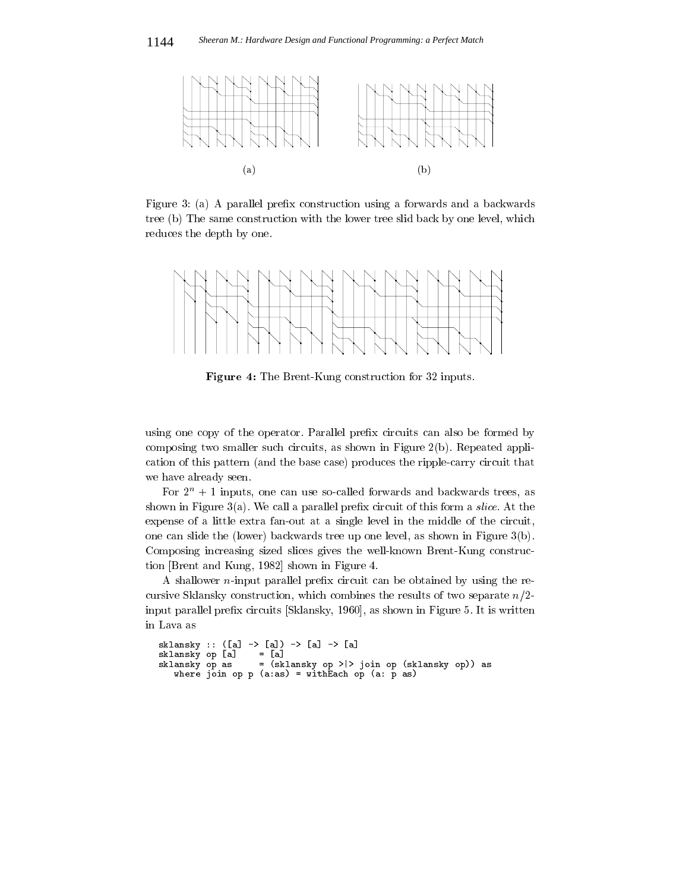(a) (b)

Figure 3: (a) A parallel prefix construction using a forwards and a backwards tree (b) The same construction with the lower tree slid back by one level, which reduces the depth by one.

**Figure 4:** The Brent-Kung construction for 32 inputs.

using one copy of the operator. Parallel prefix circuits can also be formed by composing two smaller such circuits, as shown in Figure 2(b). Repeated application of this pattern (and the base case) produces the ripple-carry circuit that we have already seen.

For $2^n + 1$ inputs, one can use so-called forwards and backwards trees, as shown in Figure 3(a). We call a parallel prefix circuit of this form a *slice*. At the expense of a little extra fan-out at a single level in the middle of the circuit, one can slide the (lower) backwards tree up one level, as shown in Figure 3(b). Composing increasing sized slices gives the well-known Brent-Kung construction [Brent and Kung, 1982] shown in Figure 4.

A shallower $n$-input parallel prefix circuit can be obtained by using the recursive Sklansky construction, which combines the results of two separate $n/2$-input parallel prefix circuits [Sklansky, 1960], as shown in Figure 5. It is written in Lava as

```
sklansky :: ([a] -> [a]) -> [a] -> [a]
sklansky op [a]    = [a]
sklansky op as     = (sklansky op >|> join op (sklansky op)) as
   where join op p (a:as) = withEach op (a: p as)
```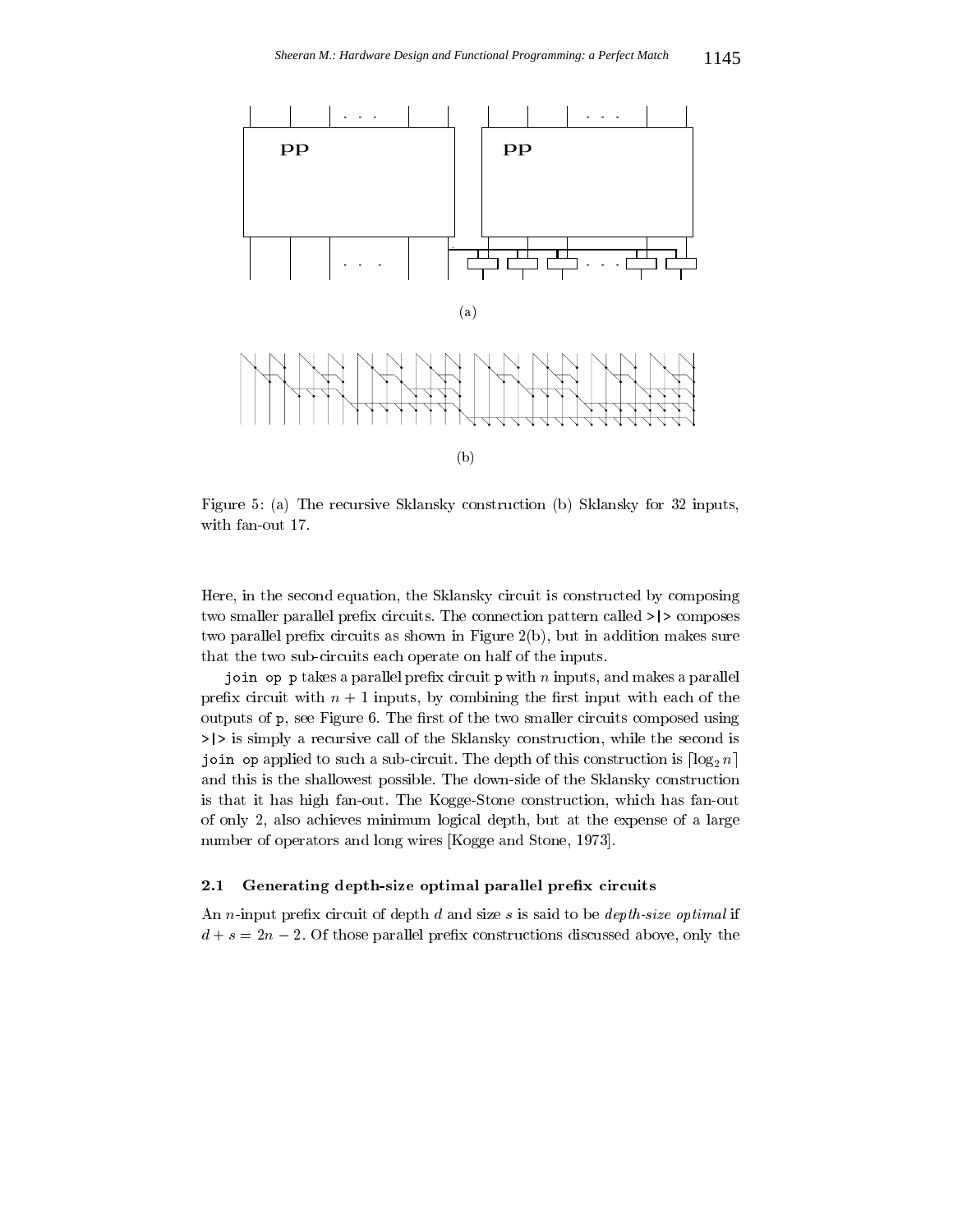Figure 5: (a) The recursive Sklansky construction (b) Sklansky for 32 inputs, with fan-out 17.

Here, in the second equation, the Sklansky circuit is constructed by composing two smaller parallel prefix circuits. The connection pattern called `>|>` composes two parallel prefix circuits as shown in Figure 2(b), but in addition makes sure that the two sub-circuits each operate on half of the inputs.

`join op p` takes a parallel prefix circuit `p` with $n$ inputs, and makes a parallel prefix circuit with $n + 1$ inputs, by combining the first input with each of the outputs of `p`, see Figure 6. The first of the two smaller circuits composed using `>|>` is simply a recursive call of the Sklansky construction, while the second is `join op` applied to such a sub-circuit. The depth of this construction is $\lceil \log_2 n \rceil$ and this is the shallowest possible. The down-side of the Sklansky construction is that it has high fan-out. The Kogge-Stone construction, which has fan-out of only 2, also achieves minimum logical depth, but at the expense of a large number of operators and long wires [Kogge and Stone, 1973].

### 2.1 Generating depth-size optimal parallel prefix circuits

An $n$-input prefix circuit of depth $d$ and size $s$ is said to be *depth-size optimal* if $d + s = 2n - 2$. Of those parallel prefix constructions discussed above, only the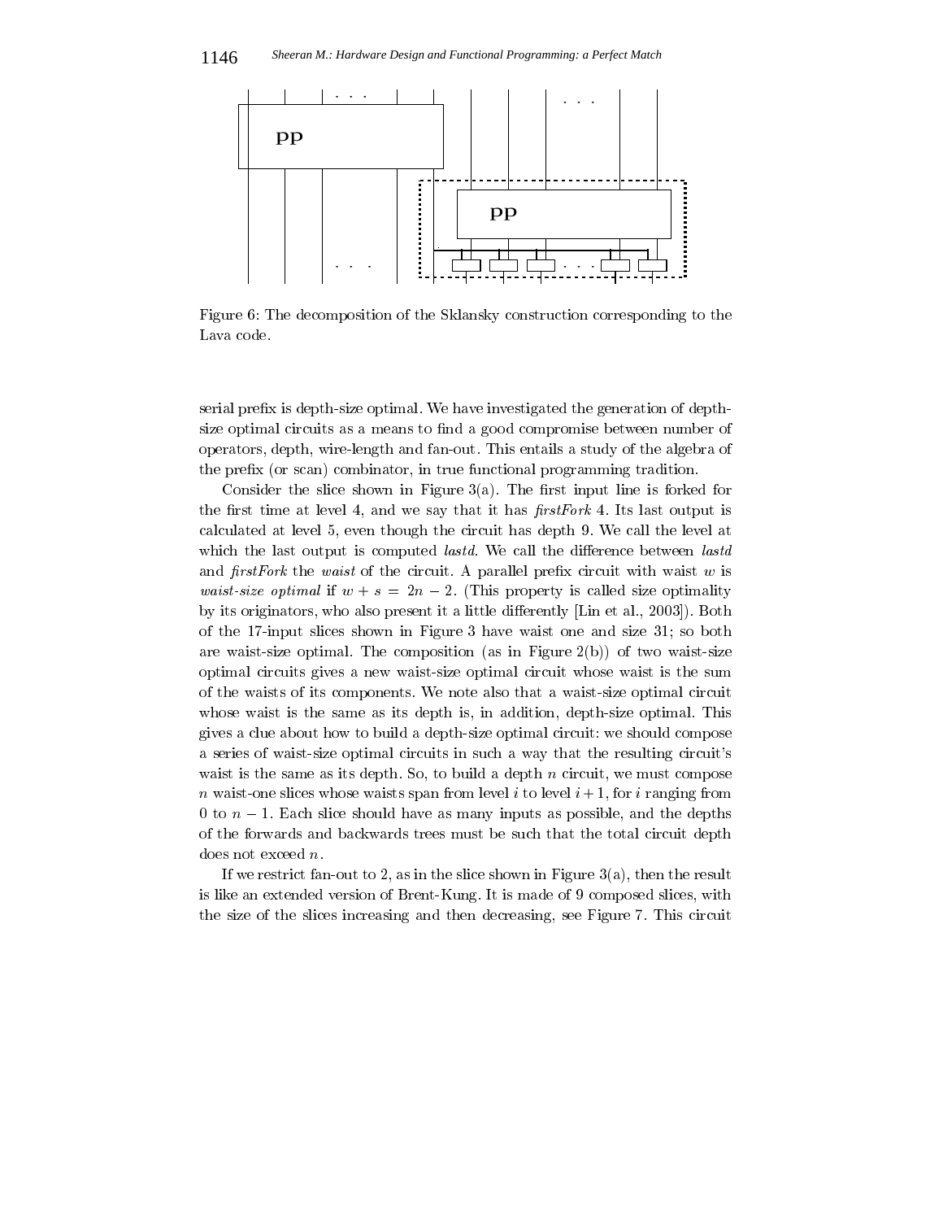Figure 6: The decomposition of the Sklansky construction corresponding to the Lava code.

serial prefix is depth-size optimal. We have investigated the generation of depth-size optimal circuits as a means to find a good compromise between number of operators, depth, wire-length and fan-out. This entails a study of the algebra of the prefix (or scan) combinator, in true functional programming tradition.

Consider the slice shown in Figure 3(a). The first input line is forked for the first time at level 4, and we say that it has *firstFork* 4. Its last output is calculated at level 5, even though the circuit has depth 9. We call the level at which the last output is computed *lastd*. We call the difference between *lastd* and *firstFork* the *waist* of the circuit. A parallel prefix circuit with waist $w$ is *waist-size optimal* if $w + s = 2n - 2$. (This property is called size optimality by its originators, who also present it a little differently [Lin et al., 2003]). Both of the 17-input slices shown in Figure 3 have waist one and size 31; so both are waist-size optimal. The composition (as in Figure 2(b)) of two waist-size optimal circuits gives a new waist-size optimal circuit whose waist is the sum of the waists of its components. We note also that a waist-size optimal circuit whose waist is the same as its depth is, in addition, depth-size optimal. This gives a clue about how to build a depth-size optimal circuit: we should compose a series of waist-size optimal circuits in such a way that the resulting circuit's waist is the same as its depth. So, to build a depth $n$ circuit, we must compose $n$ waist-one slices whose waists span from level $i$ to level $i+1$, for $i$ ranging from 0 to $n-1$. Each slice should have as many inputs as possible, and the depths of the forwards and backwards trees must be such that the total circuit depth does not exceed $n$.

If we restrict fan-out to 2, as in the slice shown in Figure 3(a), then the result is like an extended version of Brent-Kung. It is made of 9 composed slices, with the size of the slices increasing and then decreasing, see Figure 7. This circuit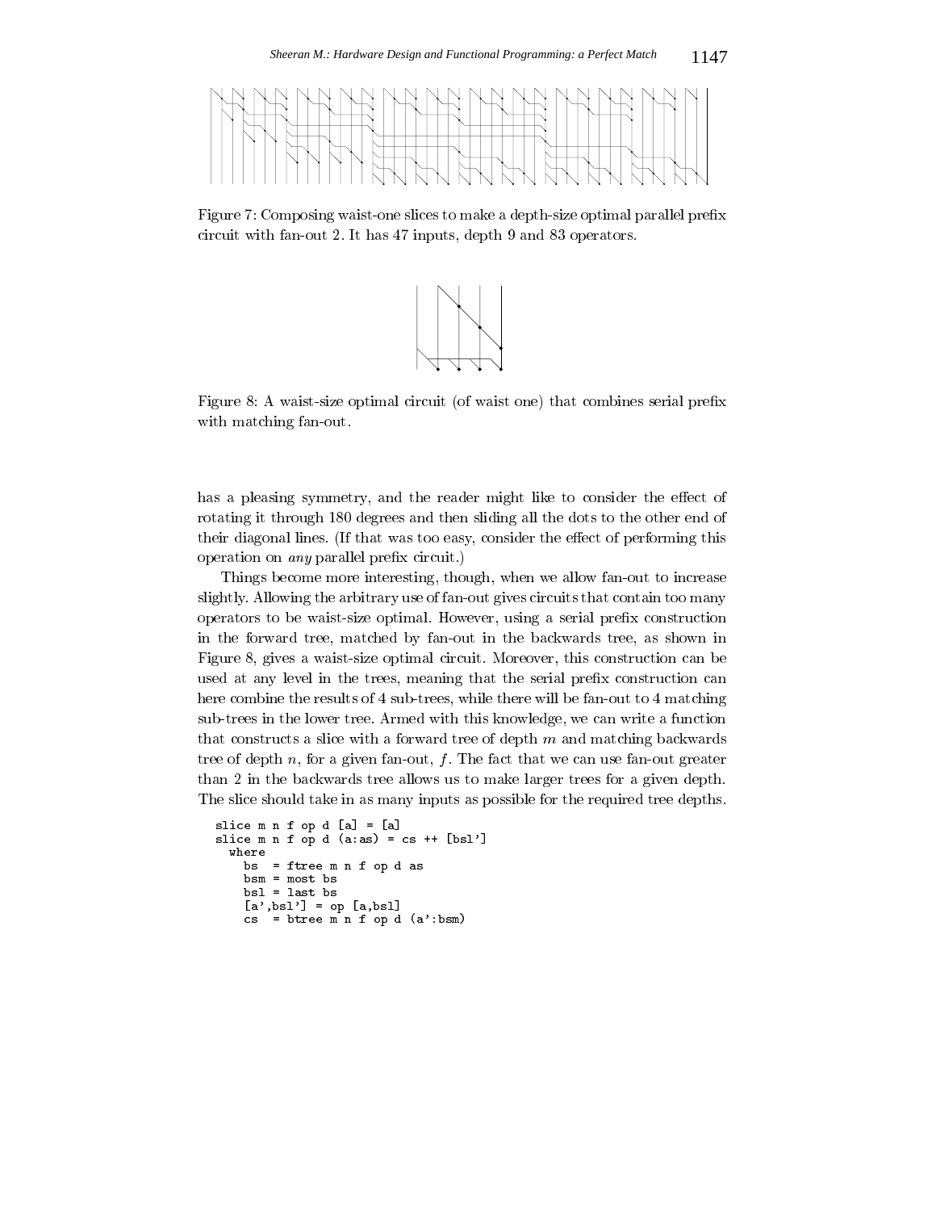Figure 7: Composing waist-one slices to make a depth-size optimal parallel prefix circuit with fan-out 2. It has 47 inputs, depth 9 and 83 operators.

Figure 8: A waist-size optimal circuit (of waist one) that combines serial prefix with matching fan-out.

has a pleasing symmetry, and the reader might like to consider the effect of rotating it through 180 degrees and then sliding all the dots to the other end of their diagonal lines. (If that was too easy, consider the effect of performing this operation on *any* parallel prefix circuit.)

Things become more interesting, though, when we allow fan-out to increase slightly. Allowing the arbitrary use of fan-out gives circuits that contain too many operators to be waist-size optimal. However, using a serial prefix construction in the forward tree, matched by fan-out in the backwards tree, as shown in Figure 8, gives a waist-size optimal circuit. Moreover, this construction can be used at any level in the trees, meaning that the serial prefix construction can here combine the results of 4 sub-trees, while there will be fan-out to 4 matching sub-trees in the lower tree. Armed with this knowledge, we can write a function that constructs a slice with a forward tree of depth $m$ and matching backwards tree of depth $n$, for a given fan-out, $f$. The fact that we can use fan-out greater than 2 in the backwards tree allows us to make larger trees for a given depth. The slice should take in as many inputs as possible for the required tree depths.

```
slice m n f op d [a] = [a]
slice m n f op d (a:as) = cs ++ [bsl']
  where
    bs  = ftree m n f op d as
    bsm = most bs
    bsl = last bs
    [a',bsl'] = op [a,bsl]
    cs  = btree m n f op d (a':bsm)
```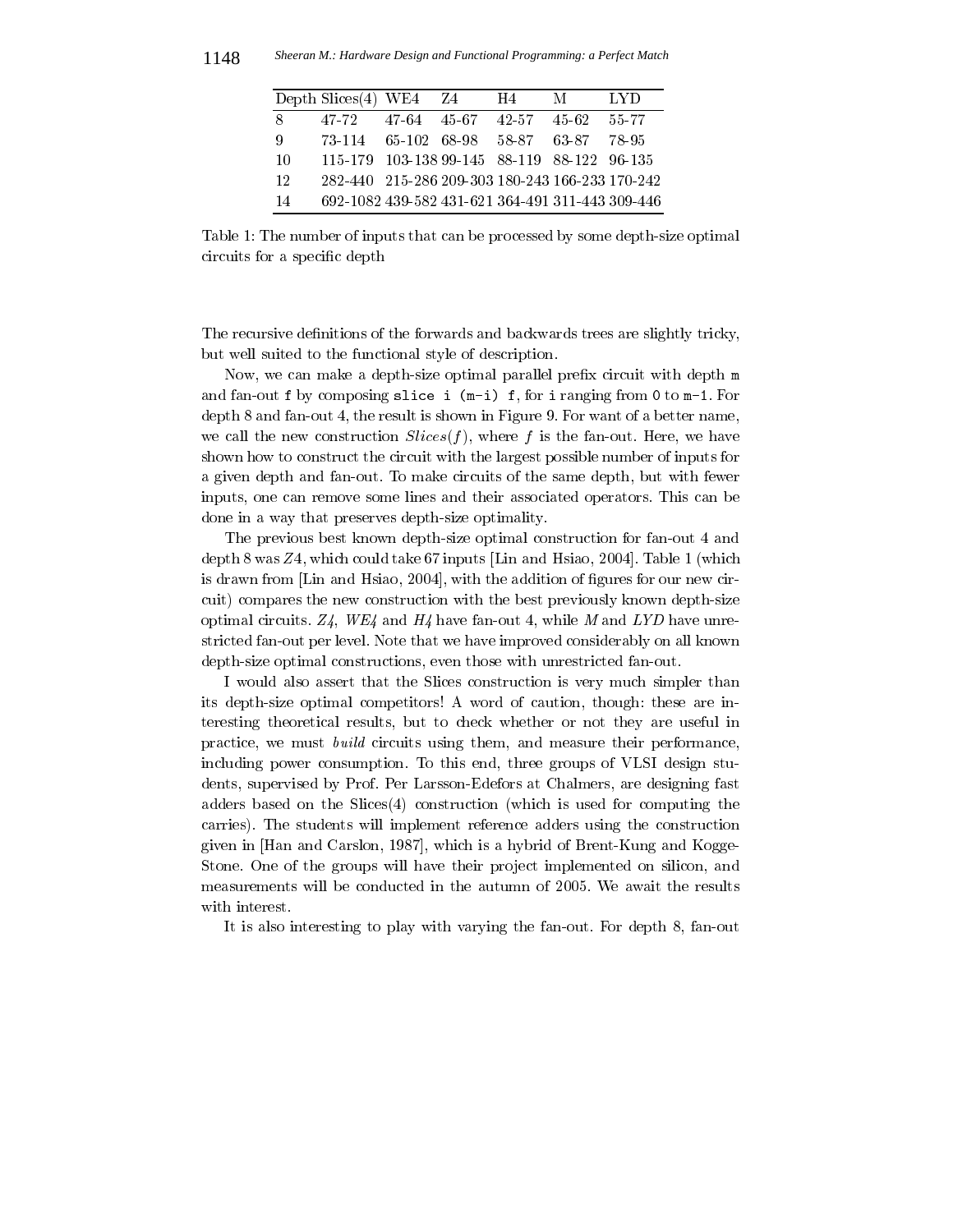| Depth | Slices(4) | WE4 | Z4 | H4 | M | LYD |
|---|---|---|---|---|---|---|
| 8 | 47-72 | 47-64 | 45-67 | 42-57 | 45-62 | 55-77 |
| 9 | 73-114 | 65-102 | 68-98 | 58-87 | 63-87 | 78-95 |
| 10 | 115-179 | 103-138 | 99-145 | 88-119 | 88-122 | 96-135 |
| 12 | 282-440 | 215-286 | 209-303 | 180-243 | 166-233 | 170-242 |
| 14 | 692-1082 | 439-582 | 431-621 | 364-491 | 311-443 | 309-446 |

Table 1: The number of inputs that can be processed by some depth-size optimal circuits for a specific depth

The recursive definitions of the forwards and backwards trees are slightly tricky, but well suited to the functional style of description.

Now, we can make a depth-size optimal parallel prefix circuit with depth `m` and fan-out `f` by composing `slice i (m-i) f`, for `i` ranging from `0` to `m-1`. For depth 8 and fan-out 4, the result is shown in Figure 9. For want of a better name, we call the new construction $Slices(f)$, where $f$ is the fan-out. Here, we have shown how to construct the circuit with the largest possible number of inputs for a given depth and fan-out. To make circuits of the same depth, but with fewer inputs, one can remove some lines and their associated operators. This can be done in a way that preserves depth-size optimality.

The previous best known depth-size optimal construction for fan-out 4 and depth 8 was *Z4*, which could take 67 inputs [Lin and Hsiao, 2004]. Table 1 (which is drawn from [Lin and Hsiao, 2004], with the addition of figures for our new circuit) compares the new construction with the best previously known depth-size optimal circuits. *Z4*, *WE4* and *H4* have fan-out 4, while *M* and *LYD* have unrestricted fan-out per level. Note that we have improved considerably on all known depth-size optimal constructions, even those with unrestricted fan-out.

I would also assert that the Slices construction is very much simpler than its depth-size optimal competitors! A word of caution, though: these are interesting theoretical results, but to check whether or not they are useful in practice, we must *build* circuits using them, and measure their performance, including power consumption. To this end, three groups of VLSI design students, supervised by Prof. Per Larsson-Edefors at Chalmers, are designing fast adders based on the Slices(4) construction (which is used for computing the carries). The students will implement reference adders using the construction given in [Han and Carslon, 1987], which is a hybrid of Brent-Kung and Kogge-Stone. One of the groups will have their project implemented on silicon, and measurements will be conducted in the autumn of 2005. We await the results with interest.

It is also interesting to play with varying the fan-out. For depth 8, fan-out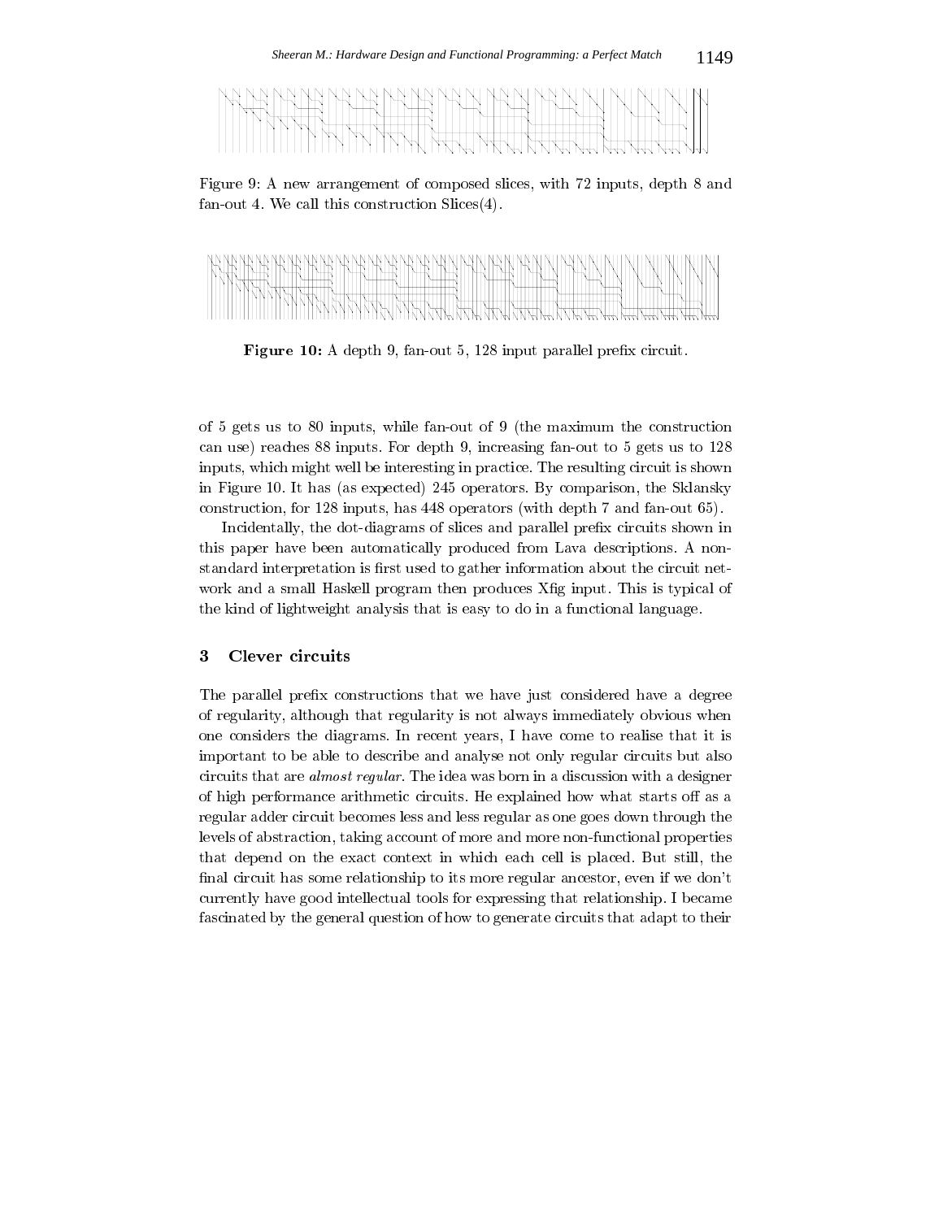Figure 9: A new arrangement of composed slices, with 72 inputs, depth 8 and fan-out 4. We call this construction Slices(4).

**Figure 10:** A depth 9, fan-out 5, 128 input parallel prefix circuit.

of 5 gets us to 80 inputs, while fan-out of 9 (the maximum the construction can use) reaches 88 inputs. For depth 9, increasing fan-out to 5 gets us to 128 inputs, which might well be interesting in practice. The resulting circuit is shown in Figure 10. It has (as expected) 245 operators. By comparison, the Sklansky construction, for 128 inputs, has 448 operators (with depth 7 and fan-out 65).

Incidentally, the dot-diagrams of slices and parallel prefix circuits shown in this paper have been automatically produced from Lava descriptions. A non-standard interpretation is first used to gather information about the circuit network and a small Haskell program then produces Xfig input. This is typical of the kind of lightweight analysis that is easy to do in a functional language.

## 3 Clever circuits

The parallel prefix constructions that we have just considered have a degree of regularity, although that regularity is not always immediately obvious when one considers the diagrams. In recent years, I have come to realise that it is important to be able to describe and analyse not only regular circuits but also circuits that are *almost regular*. The idea was born in a discussion with a designer of high performance arithmetic circuits. He explained how what starts off as a regular adder circuit becomes less and less regular as one goes down through the levels of abstraction, taking account of more and more non-functional properties that depend on the exact context in which each cell is placed. But still, the final circuit has some relationship to its more regular ancestor, even if we don't currently have good intellectual tools for expressing that relationship. I became fascinated by the general question of how to generate circuits that adapt to their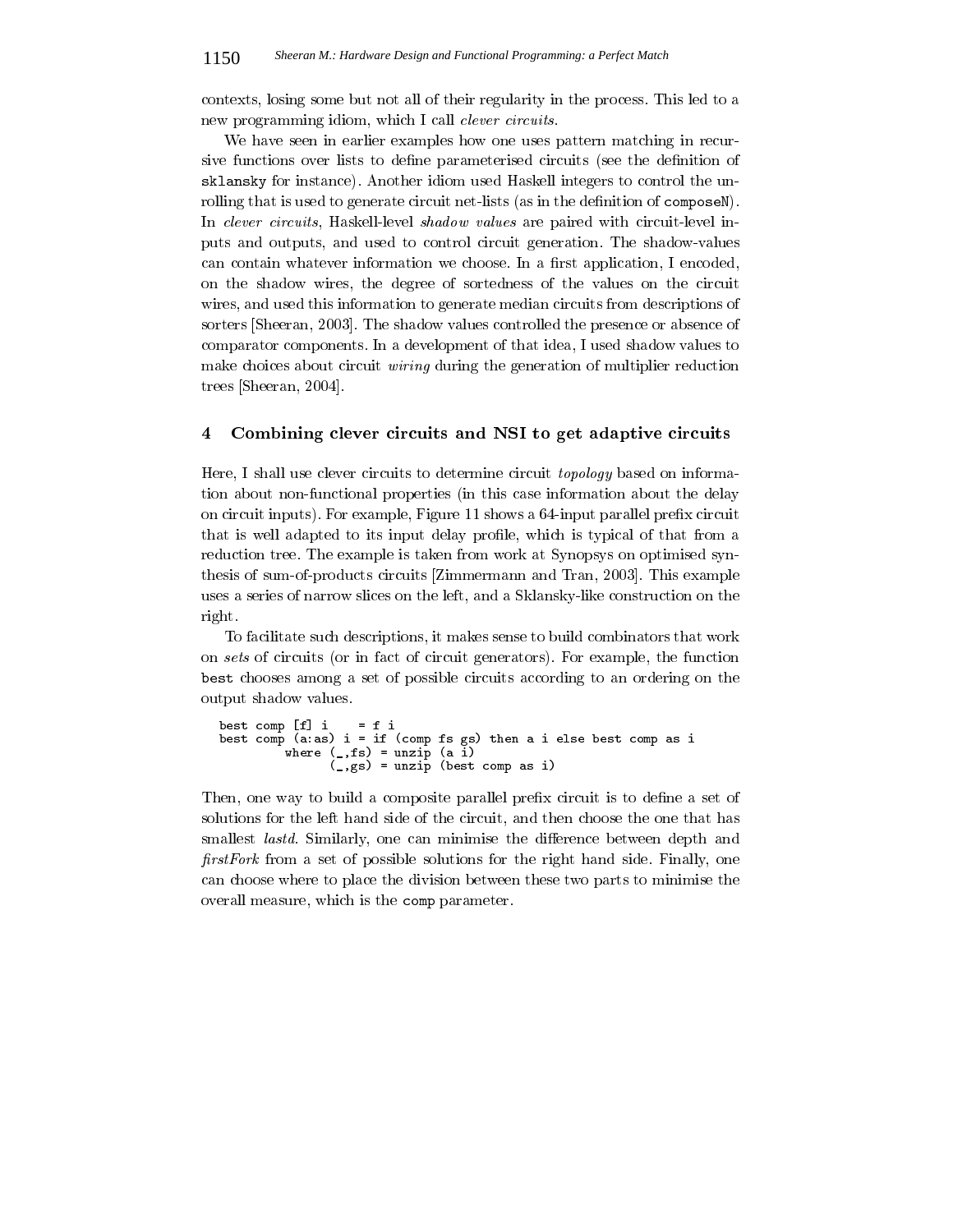contexts, losing some but not all of their regularity in the process. This led to a new programming idiom, which I call *clever circuits*.

We have seen in earlier examples how one uses pattern matching in recursive functions over lists to define parameterised circuits (see the definition of `sklansky` for instance). Another idiom used Haskell integers to control the unrolling that is used to generate circuit net-lists (as in the definition of `composeN`). In *clever circuits*, Haskell-level *shadow values* are paired with circuit-level inputs and outputs, and used to control circuit generation. The shadow-values can contain whatever information we choose. In a first application, I encoded, on the shadow wires, the degree of sortedness of the values on the circuit wires, and used this information to generate median circuits from descriptions of sorters [Sheeran, 2003]. The shadow values controlled the presence or absence of comparator components. In a development of that idea, I used shadow values to make choices about circuit *wiring* during the generation of multiplier reduction trees [Sheeran, 2004].

## 4 Combining clever circuits and NSI to get adaptive circuits

Here, I shall use clever circuits to determine circuit *topology* based on information about non-functional properties (in this case information about the delay on circuit inputs). For example, Figure 11 shows a 64-input parallel prefix circuit that is well adapted to its input delay profile, which is typical of that from a reduction tree. The example is taken from work at Synopsys on optimised synthesis of sum-of-products circuits [Zimmermann and Tran, 2003]. This example uses a series of narrow slices on the left, and a Sklansky-like construction on the right.

To facilitate such descriptions, it makes sense to build combinators that work on *sets* of circuits (or in fact of circuit generators). For example, the function `best` chooses among a set of possible circuits according to an ordering on the output shadow values.

```
best comp [f] i    = f i
best comp (a:as) i = if (comp fs gs) then a i else best comp as i
          where (_,fs) = unzip (a i)
                (_,gs) = unzip (best comp as i)
```

Then, one way to build a composite parallel prefix circuit is to define a set of solutions for the left hand side of the circuit, and then choose the one that has smallest *lastd*. Similarly, one can minimise the difference between depth and *firstFork* from a set of possible solutions for the right hand side. Finally, one can choose where to place the division between these two parts to minimise the overall measure, which is the `comp` parameter.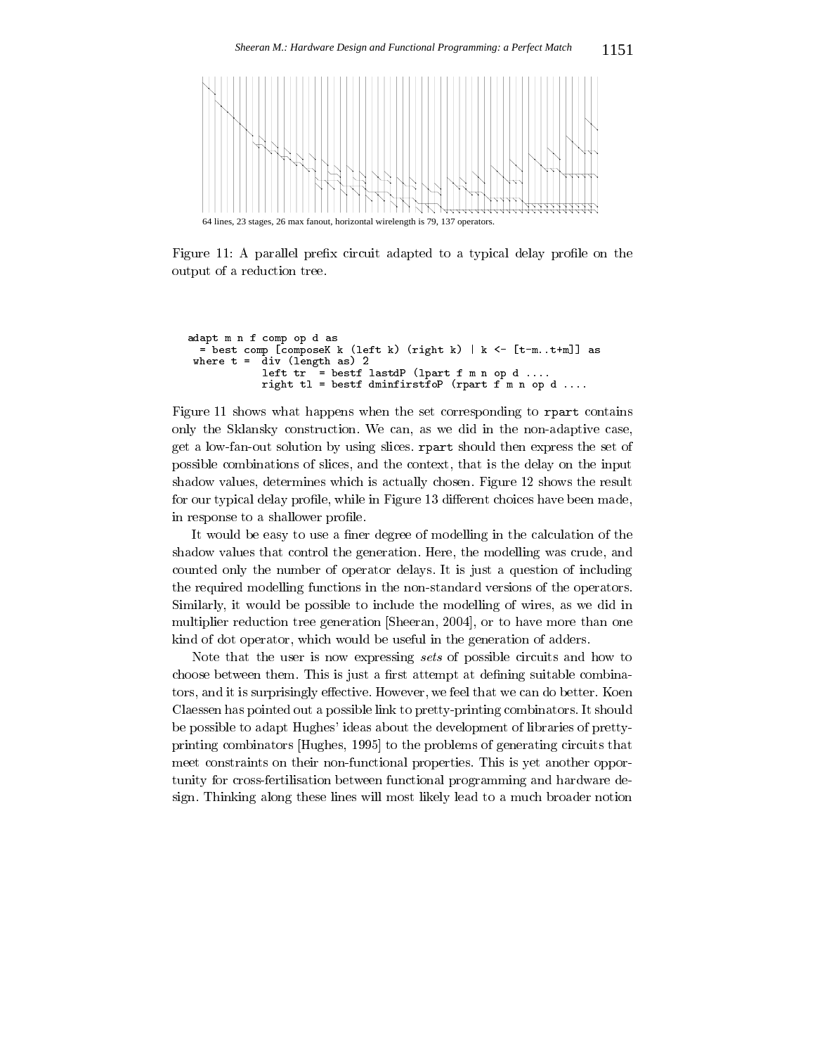64 lines, 23 stages, 26 max fanout, horizontal wirelength is 79, 137 operators.

Figure 11: A parallel prefix circuit adapted to a typical delay profile on the output of a reduction tree.

```
adapt m n f comp op d as
  = best comp [composeK k (left k) (right k) | k <- [t-m..t+m]] as
 where t =  div (length as) 2
            left tr  = bestf lastdP (lpart f m n op d ....
            right tl = bestf dminfirstfoP (rpart f m n op d ....
```

Figure 11 shows what happens when the set corresponding to `rpart` contains only the Sklansky construction. We can, as we did in the non-adaptive case, get a low-fan-out solution by using slices. `rpart` should then express the set of possible combinations of slices, and the context, that is the delay on the input shadow values, determines which is actually chosen. Figure 12 shows the result for our typical delay profile, while in Figure 13 different choices have been made, in response to a shallower profile.

It would be easy to use a finer degree of modelling in the calculation of the shadow values that control the generation. Here, the modelling was crude, and counted only the number of operator delays. It is just a question of including the required modelling functions in the non-standard versions of the operators. Similarly, it would be possible to include the modelling of wires, as we did in multiplier reduction tree generation [Sheeran, 2004], or to have more than one kind of dot operator, which would be useful in the generation of adders.

Note that the user is now expressing *sets* of possible circuits and how to choose between them. This is just a first attempt at defining suitable combinators, and it is surprisingly effective. However, we feel that we can do better. Koen Claessen has pointed out a possible link to pretty-printing combinators. It should be possible to adapt Hughes' ideas about the development of libraries of pretty-printing combinators [Hughes, 1995] to the problems of generating circuits that meet constraints on their non-functional properties. This is yet another opportunity for cross-fertilisation between functional programming and hardware design. Thinking along these lines will most likely lead to a much broader notion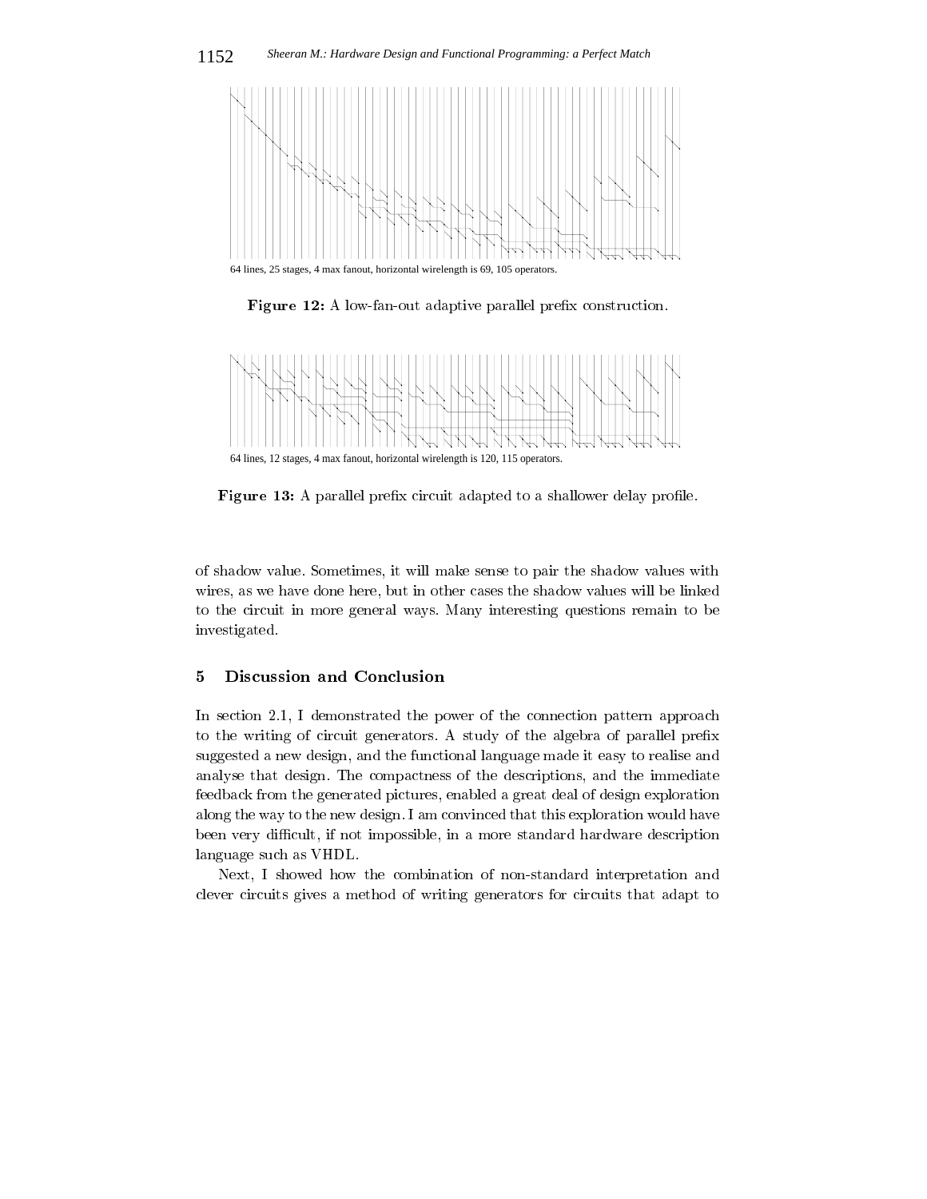64 lines, 25 stages, 4 max fanout, horizontal wirelength is 69, 105 operators.

**Figure 12:** A low-fan-out adaptive parallel prefix construction.

64 lines, 12 stages, 4 max fanout, horizontal wirelength is 120, 115 operators.

**Figure 13:** A parallel prefix circuit adapted to a shallower delay profile.

of shadow value. Sometimes, it will make sense to pair the shadow values with wires, as we have done here, but in other cases the shadow values will be linked to the circuit in more general ways. Many interesting questions remain to be investigated.

## 5 Discussion and Conclusion

In section 2.1, I demonstrated the power of the connection pattern approach to the writing of circuit generators. A study of the algebra of parallel prefix suggested a new design, and the functional language made it easy to realise and analyse that design. The compactness of the descriptions, and the immediate feedback from the generated pictures, enabled a great deal of design exploration along the way to the new design. I am convinced that this exploration would have been very difficult, if not impossible, in a more standard hardware description language such as VHDL.

Next, I showed how the combination of non-standard interpretation and clever circuits gives a method of writing generators for circuits that adapt to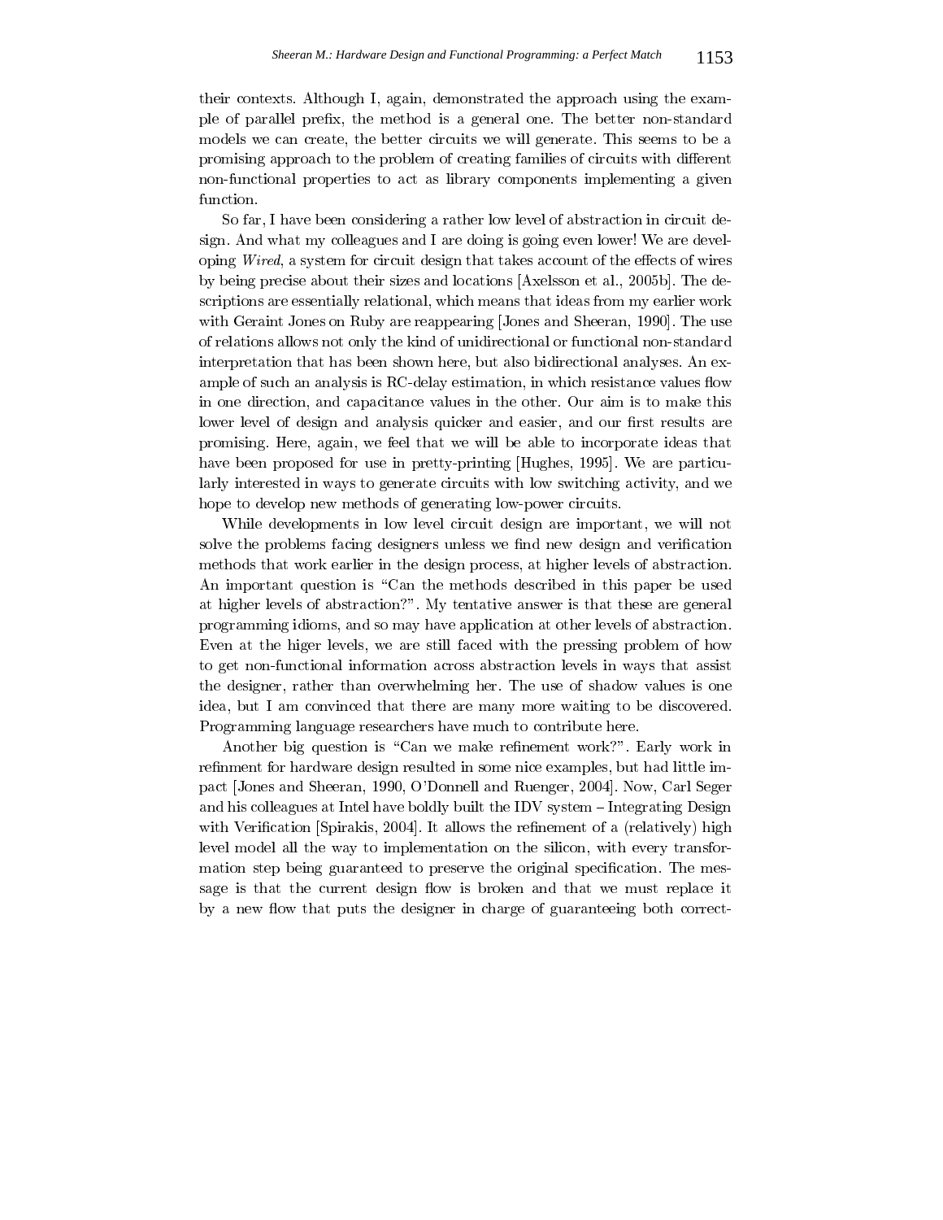their contexts. Although I, again, demonstrated the approach using the example of parallel prefix, the method is a general one. The better non-standard models we can create, the better circuits we will generate. This seems to be a promising approach to the problem of creating families of circuits with different non-functional properties to act as library components implementing a given function.

So far, I have been considering a rather low level of abstraction in circuit design. And what my colleagues and I are doing is going even lower! We are developing *Wired*, a system for circuit design that takes account of the effects of wires by being precise about their sizes and locations [Axelsson et al., 2005b]. The descriptions are essentially relational, which means that ideas from my earlier work with Geraint Jones on Ruby are reappearing [Jones and Sheeran, 1990]. The use of relations allows not only the kind of unidirectional or functional non-standard interpretation that has been shown here, but also bidirectional analyses. An example of such an analysis is RC-delay estimation, in which resistance values flow in one direction, and capacitance values in the other. Our aim is to make this lower level of design and analysis quicker and easier, and our first results are promising. Here, again, we feel that we will be able to incorporate ideas that have been proposed for use in pretty-printing [Hughes, 1995]. We are particularly interested in ways to generate circuits with low switching activity, and we hope to develop new methods of generating low-power circuits.

While developments in low level circuit design are important, we will not solve the problems facing designers unless we find new design and verification methods that work earlier in the design process, at higher levels of abstraction. An important question is "Can the methods described in this paper be used at higher levels of abstraction?". My tentative answer is that these are general programming idioms, and so may have application at other levels of abstraction. Even at the higer levels, we are still faced with the pressing problem of how to get non-functional information across abstraction levels in ways that assist the designer, rather than overwhelming her. The use of shadow values is one idea, but I am convinced that there are many more waiting to be discovered. Programming language researchers have much to contribute here.

Another big question is "Can we make refinement work?". Early work in refinment for hardware design resulted in some nice examples, but had little impact [Jones and Sheeran, 1990, O'Donnell and Ruenger, 2004]. Now, Carl Seger and his colleagues at Intel have boldly built the IDV system – Integrating Design with Verification [Spirakis, 2004]. It allows the refinement of a (relatively) high level model all the way to implementation on the silicon, with every transformation step being guaranteed to preserve the original specification. The message is that the current design flow is broken and that we must replace it by a new flow that puts the designer in charge of guaranteeing both correct-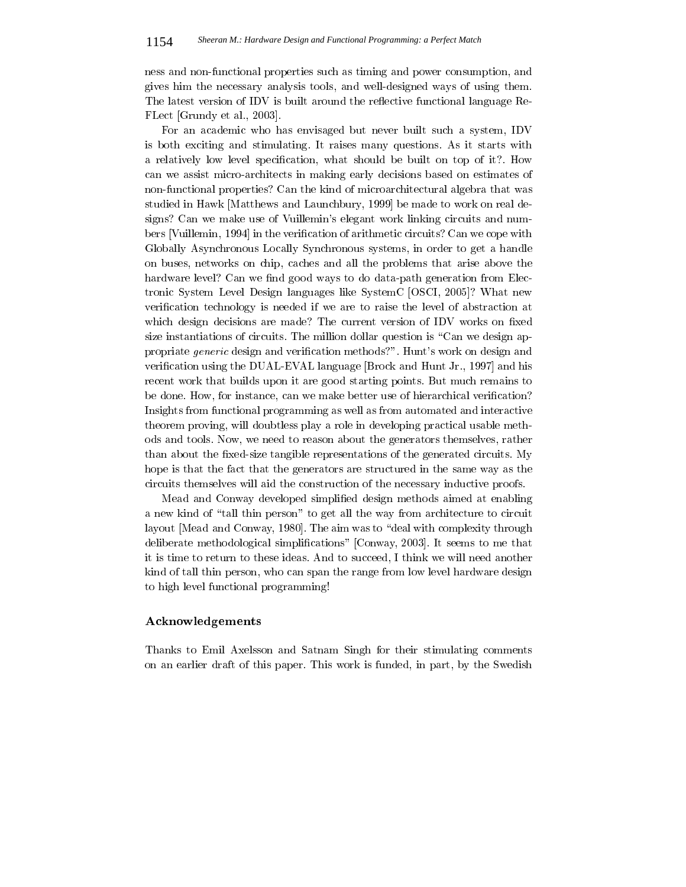ness and non-functional properties such as timing and power consumption, and gives him the necessary analysis tools, and well-designed ways of using them. The latest version of IDV is built around the reflective functional language ReFLect [Grundy et al., 2003].

For an academic who has envisaged but never built such a system, IDV is both exciting and stimulating. It raises many questions. As it starts with a relatively low level specification, what should be built on top of it?. How can we assist micro-architects in making early decisions based on estimates of non-functional properties? Can the kind of microarchitectural algebra that was studied in Hawk [Matthews and Launchbury, 1999] be made to work on real designs? Can we make use of Vuillemin's elegant work linking circuits and numbers [Vuillemin, 1994] in the verification of arithmetic circuits? Can we cope with Globally Asynchronous Locally Synchronous systems, in order to get a handle on buses, networks on chip, caches and all the problems that arise above the hardware level? Can we find good ways to do data-path generation from Electronic System Level Design languages like SystemC [OSCI, 2005]? What new verification technology is needed if we are to raise the level of abstraction at which design decisions are made? The current version of IDV works on fixed size instantiations of circuits. The million dollar question is "Can we design appropriate *generic* design and verification methods?". Hunt's work on design and verification using the DUAL-EVAL language [Brock and Hunt Jr., 1997] and his recent work that builds upon it are good starting points. But much remains to be done. How, for instance, can we make better use of hierarchical verification? Insights from functional programming as well as from automated and interactive theorem proving, will doubtless play a role in developing practical usable methods and tools. Now, we need to reason about the generators themselves, rather than about the fixed-size tangible representations of the generated circuits. My hope is that the fact that the generators are structured in the same way as the circuits themselves will aid the construction of the necessary inductive proofs.

Mead and Conway developed simplified design methods aimed at enabling a new kind of "tall thin person" to get all the way from architecture to circuit layout [Mead and Conway, 1980]. The aim was to "deal with complexity through deliberate methodological simplifications" [Conway, 2003]. It seems to me that it is time to return to these ideas. And to succeed, I think we will need another kind of tall thin person, who can span the range from low level hardware design to high level functional programming!

## Acknowledgements

Thanks to Emil Axelsson and Satnam Singh for their stimulating comments on an earlier draft of this paper. This work is funded, in part, by the Swedish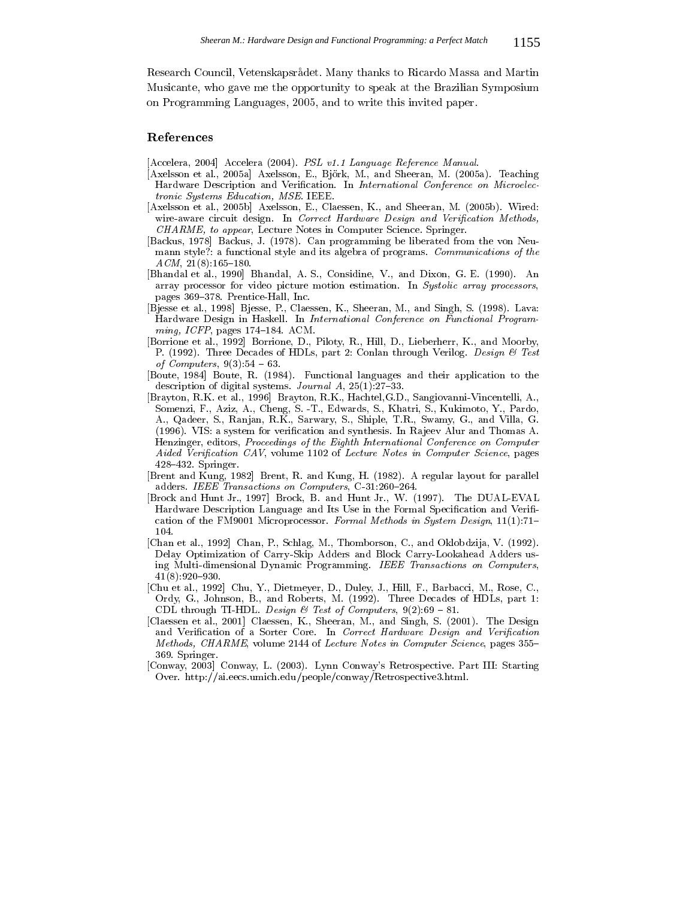Research Council, Vetenskapsrådet. Many thanks to Ricardo Massa and Martin Musicante, who gave me the opportunity to speak at the Brazilian Symposium on Programming Languages, 2005, and to write this invited paper.

## References

[Accelera, 2004] Accelera (2004). *PSL v1.1 Language Reference Manual.*

[Axelsson et al., 2005a] Axelsson, E., Björk, M., and Sheeran, M. (2005a). Teaching Hardware Description and Verification. In *International Conference on Microelectronic Systems Education, MSE*. IEEE.

[Axelsson et al., 2005b] Axelsson, E., Claessen, K., and Sheeran, M. (2005b). Wired: wire-aware circuit design. In *Correct Hardware Design and Verification Methods, CHARME, to appear*, Lecture Notes in Computer Science. Springer.

[Backus, 1978] Backus, J. (1978). Can programming be liberated from the von Neumann style?: a functional style and its algebra of programs. *Communications of the ACM*, 21(8):165–180.

[Bhandal et al., 1990] Bhandal, A. S., Considine, V., and Dixon, G. E. (1990). An array processor for video picture motion estimation. In *Systolic array processors*, pages 369–378. Prentice-Hall, Inc.

[Bjesse et al., 1998] Bjesse, P., Claessen, K., Sheeran, M., and Singh, S. (1998). Lava: Hardware Design in Haskell. In *International Conference on Functional Programming, ICFP*, pages 174–184. ACM.

[Borrione et al., 1992] Borrione, D., Piloty, R., Hill, D., Lieberherr, K., and Moorby, P. (1992). Three Decades of HDLs, part 2: Conlan through Verilog. *Design & Test of Computers*, 9(3):54 – 63.

[Boute, 1984] Boute, R. (1984). Functional languages and their application to the description of digital systems. *Journal A*, 25(1):27–33.

[Brayton, R.K. et al., 1996] Brayton, R.K., Hachtel,G.D., Sangiovanni-Vincentelli, A., Somenzi, F., Aziz, A., Cheng, S. -T., Edwards, S., Khatri, S., Kukimoto, Y., Pardo, A., Qadeer, S., Ranjan, R.K., Sarwary, S., Shiple, T.R., Swamy, G., and Villa, G. (1996). VIS: a system for verification and synthesis. In Rajeev Alur and Thomas A. Henzinger, editors, *Proceedings of the Eighth International Conference on Computer Aided Verification CAV*, volume 1102 of *Lecture Notes in Computer Science*, pages 428–432. Springer.

[Brent and Kung, 1982] Brent, R. and Kung, H. (1982). A regular layout for parallel adders. *IEEE Transactions on Computers*, C-31:260–264.

[Brock and Hunt Jr., 1997] Brock, B. and Hunt Jr., W. (1997). The DUAL-EVAL Hardware Description Language and Its Use in the Formal Specification and Verification of the FM9001 Microprocessor. *Formal Methods in System Design*, 11(1):71–104.

[Chan et al., 1992] Chan, P., Schlag, M., Thomborson, C., and Oklobdzija, V. (1992). Delay Optimization of Carry-Skip Adders and Block Carry-Lookahead Adders using Multi-dimensional Dynamic Programming. *IEEE Transactions on Computers*, 41(8):920–930.

[Chu et al., 1992] Chu, Y., Dietmeyer, D., Duley, J., Hill, F., Barbacci, M., Rose, C., Ordy, G., Johnson, B., and Roberts, M. (1992). Three Decades of HDLs, part 1: CDL through TI-HDL. *Design & Test of Computers*, 9(2):69 – 81.

[Claessen et al., 2001] Claessen, K., Sheeran, M., and Singh, S. (2001). The Design and Verification of a Sorter Core. In *Correct Hardware Design and Verification Methods, CHARME*, volume 2144 of *Lecture Notes in Computer Science*, pages 355–369. Springer.

[Conway, 2003] Conway, L. (2003). Lynn Conway's Retrospective. Part III: Starting Over. http://ai.eecs.umich.edu/people/conway/Retrospective3.html.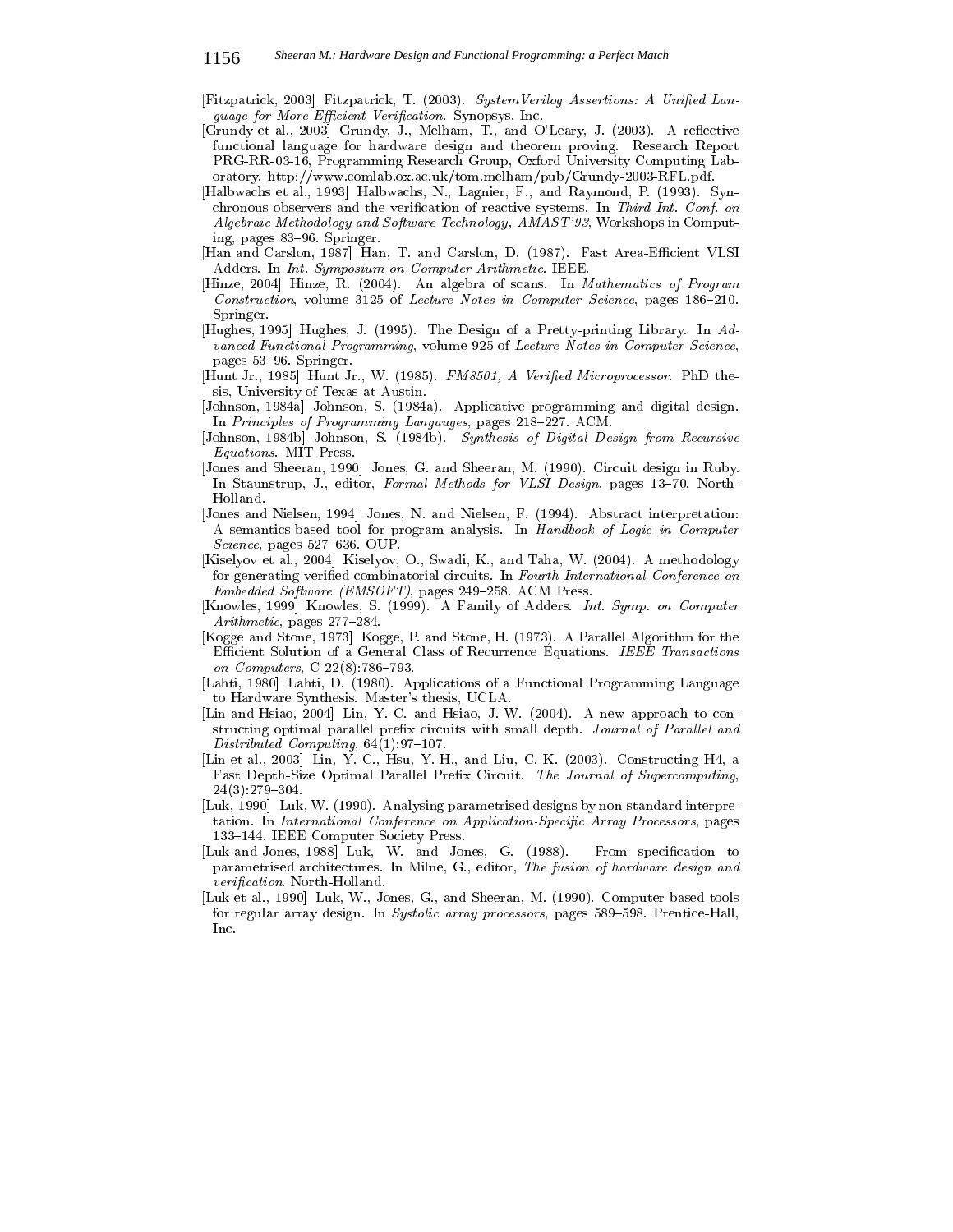[Fitzpatrick, 2003] Fitzpatrick, T. (2003). *SystemVerilog Assertions: A Unified Language for More Efficient Verification*. Synopsys, Inc.

[Grundy et al., 2003] Grundy, J., Melham, T., and O'Leary, J. (2003). A reflective functional language for hardware design and theorem proving. Research Report PRG-RR-03-16, Programming Research Group, Oxford University Computing Laboratory. http://www.comlab.ox.ac.uk/tom.melham/pub/Grundy-2003-RFL.pdf.

[Halbwachs et al., 1993] Halbwachs, N., Lagnier, F., and Raymond, P. (1993). Synchronous observers and the verification of reactive systems. In *Third Int. Conf. on Algebraic Methodology and Software Technology, AMAST'93*, Workshops in Computing, pages 83–96. Springer.

[Han and Carslon, 1987] Han, T. and Carslon, D. (1987). Fast Area-Efficient VLSI Adders. In *Int. Symposium on Computer Arithmetic*. IEEE.

[Hinze, 2004] Hinze, R. (2004). An algebra of scans. In *Mathematics of Program Construction*, volume 3125 of *Lecture Notes in Computer Science*, pages 186–210. Springer.

[Hughes, 1995] Hughes, J. (1995). The Design of a Pretty-printing Library. In *Advanced Functional Programming*, volume 925 of *Lecture Notes in Computer Science*, pages 53–96. Springer.

[Hunt Jr., 1985] Hunt Jr., W. (1985). *FM8501, A Verified Microprocessor*. PhD thesis, University of Texas at Austin.

[Johnson, 1984a] Johnson, S. (1984a). Applicative programming and digital design. In *Principles of Programming Langauges*, pages 218–227. ACM.

[Johnson, 1984b] Johnson, S. (1984b). *Synthesis of Digital Design from Recursive Equations*. MIT Press.

[Jones and Sheeran, 1990] Jones, G. and Sheeran, M. (1990). Circuit design in Ruby. In Staunstrup, J., editor, *Formal Methods for VLSI Design*, pages 13–70. North-Holland.

[Jones and Nielsen, 1994] Jones, N. and Nielsen, F. (1994). Abstract interpretation: A semantics-based tool for program analysis. In *Handbook of Logic in Computer Science*, pages 527–636. OUP.

[Kiselyov et al., 2004] Kiselyov, O., Swadi, K., and Taha, W. (2004). A methodology for generating verified combinatorial circuits. In *Fourth International Conference on Embedded Software (EMSOFT)*, pages 249–258. ACM Press.

[Knowles, 1999] Knowles, S. (1999). A Family of Adders. *Int. Symp. on Computer Arithmetic*, pages 277–284.

[Kogge and Stone, 1973] Kogge, P. and Stone, H. (1973). A Parallel Algorithm for the Efficient Solution of a General Class of Recurrence Equations. *IEEE Transactions on Computers*, C-22(8):786–793.

[Lahti, 1980] Lahti, D. (1980). Applications of a Functional Programming Language to Hardware Synthesis. Master's thesis, UCLA.

[Lin and Hsiao, 2004] Lin, Y.-C. and Hsiao, J.-W. (2004). A new approach to constructing optimal parallel prefix circuits with small depth. *Journal of Parallel and Distributed Computing*, 64(1):97–107.

[Lin et al., 2003] Lin, Y.-C., Hsu, Y.-H., and Liu, C.-K. (2003). Constructing H4, a Fast Depth-Size Optimal Parallel Prefix Circuit. *The Journal of Supercomputing*, 24(3):279–304.

[Luk, 1990] Luk, W. (1990). Analysing parametrised designs by non-standard interpretation. In *International Conference on Application-Specific Array Processors*, pages 133–144. IEEE Computer Society Press.

[Luk and Jones, 1988] Luk, W. and Jones, G. (1988). From specification to parametrised architectures. In Milne, G., editor, *The fusion of hardware design and verification*. North-Holland.

[Luk et al., 1990] Luk, W., Jones, G., and Sheeran, M. (1990). Computer-based tools for regular array design. In *Systolic array processors*, pages 589–598. Prentice-Hall, Inc.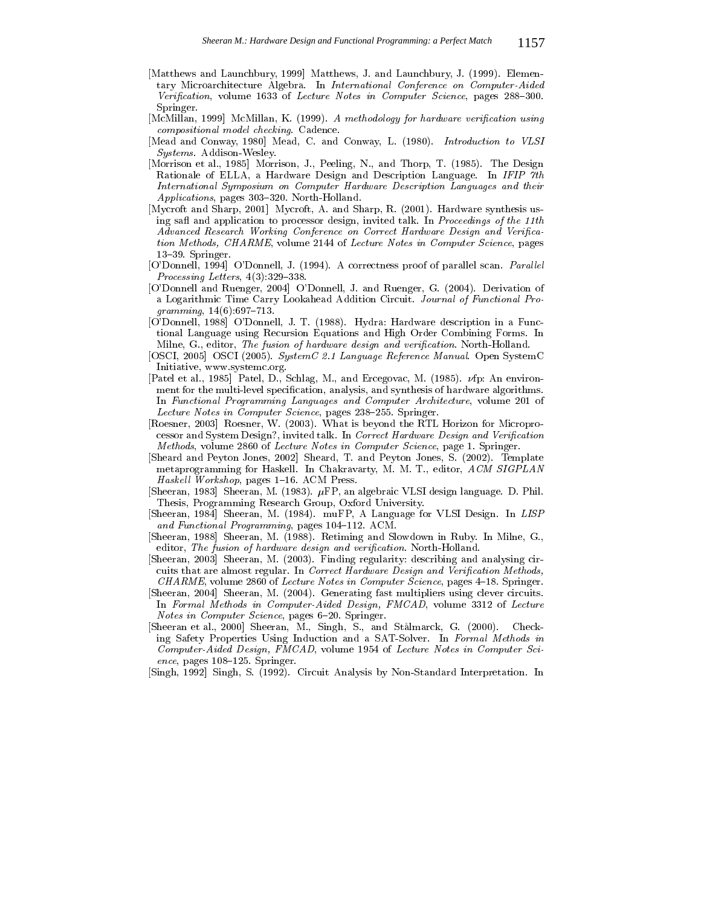[Matthews and Launchbury, 1999] Matthews, J. and Launchbury, J. (1999). Elementary Microarchitecture Algebra. In *International Conference on Computer-Aided Verification*, volume 1633 of *Lecture Notes in Computer Science*, pages 288–300. Springer.

[McMillan, 1999] McMillan, K. (1999). *A methodology for hardware verification using compositional model checking*. Cadence.

[Mead and Conway, 1980] Mead, C. and Conway, L. (1980). *Introduction to VLSI Systems*. Addison-Wesley.

[Morrison et al., 1985] Morrison, J., Peeling, N., and Thorp, T. (1985). The Design Rationale of ELLA, a Hardware Design and Description Language. In *IFIP 7th International Symposium on Computer Hardware Description Languages and their Applications*, pages 303–320. North-Holland.

[Mycroft and Sharp, 2001] Mycroft, A. and Sharp, R. (2001). Hardware synthesis using safl and application to processor design, invited talk. In *Proceedings of the 11th Advanced Research Working Conference on Correct Hardware Design and Verification Methods, CHARME*, volume 2144 of *Lecture Notes in Computer Science*, pages 13–39. Springer.

[O'Donnell, 1994] O'Donnell, J. (1994). A correctness proof of parallel scan. *Parallel Processing Letters*, 4(3):329–338.

[O'Donnell and Ruenger, 2004] O'Donnell, J. and Ruenger, G. (2004). Derivation of a Logarithmic Time Carry Lookahead Addition Circuit. *Journal of Functional Programming*, 14(6):697–713.

[O'Donnell, 1988] O'Donnell, J. T. (1988). Hydra: Hardware description in a Functional Language using Recursion Equations and High Order Combining Forms. In Milne, G., editor, *The fusion of hardware design and verification*. North-Holland.

[OSCI, 2005] OSCI (2005). *SystemC 2.1 Language Reference Manual*. Open SystemC Initiative, www.systemc.org.

[Patel et al., 1985] Patel, D., Schlag, M., and Ercegovac, M. (1985). $\nu$fp: An environment for the multi-level specification, analysis, and synthesis of hardware algorithms. In *Functional Programming Languages and Computer Architecture*, volume 201 of *Lecture Notes in Computer Science*, pages 238–255. Springer.

[Roesner, 2003] Roesner, W. (2003). What is beyond the RTL Horizon for Microprocessor and System Design?, invited talk. In *Correct Hardware Design and Verification Methods*, volume 2860 of *Lecture Notes in Computer Science*, page 1. Springer.

[Sheard and Peyton Jones, 2002] Sheard, T. and Peyton Jones, S. (2002). Template metaprogramming for Haskell. In Chakravarty, M. M. T., editor, *ACM SIGPLAN Haskell Workshop*, pages 1–16. ACM Press.

[Sheeran, 1983] Sheeran, M. (1983). $\mu$FP, an algebraic VLSI design language. D. Phil. Thesis, Programming Research Group, Oxford University.

[Sheeran, 1984] Sheeran, M. (1984). muFP, A Language for VLSI Design. In *LISP and Functional Programming*, pages 104–112. ACM.

[Sheeran, 1988] Sheeran, M. (1988). Retiming and Slowdown in Ruby. In Milne, G., editor, *The fusion of hardware design and verification*. North-Holland.

[Sheeran, 2003] Sheeran, M. (2003). Finding regularity: describing and analysing circuits that are almost regular. In *Correct Hardware Design and Verification Methods, CHARME*, volume 2860 of *Lecture Notes in Computer Science*, pages 4–18. Springer.

[Sheeran, 2004] Sheeran, M. (2004). Generating fast multipliers using clever circuits. In *Formal Methods in Computer-Aided Design, FMCAD*, volume 3312 of *Lecture Notes in Computer Science*, pages 6–20. Springer.

[Sheeran et al., 2000] Sheeran, M., Singh, S., and Stålmarck, G. (2000). Checking Safety Properties Using Induction and a SAT-Solver. In *Formal Methods in Computer-Aided Design, FMCAD*, volume 1954 of *Lecture Notes in Computer Science*, pages 108–125. Springer.

[Singh, 1992] Singh, S. (1992). Circuit Analysis by Non-Standard Interpretation. In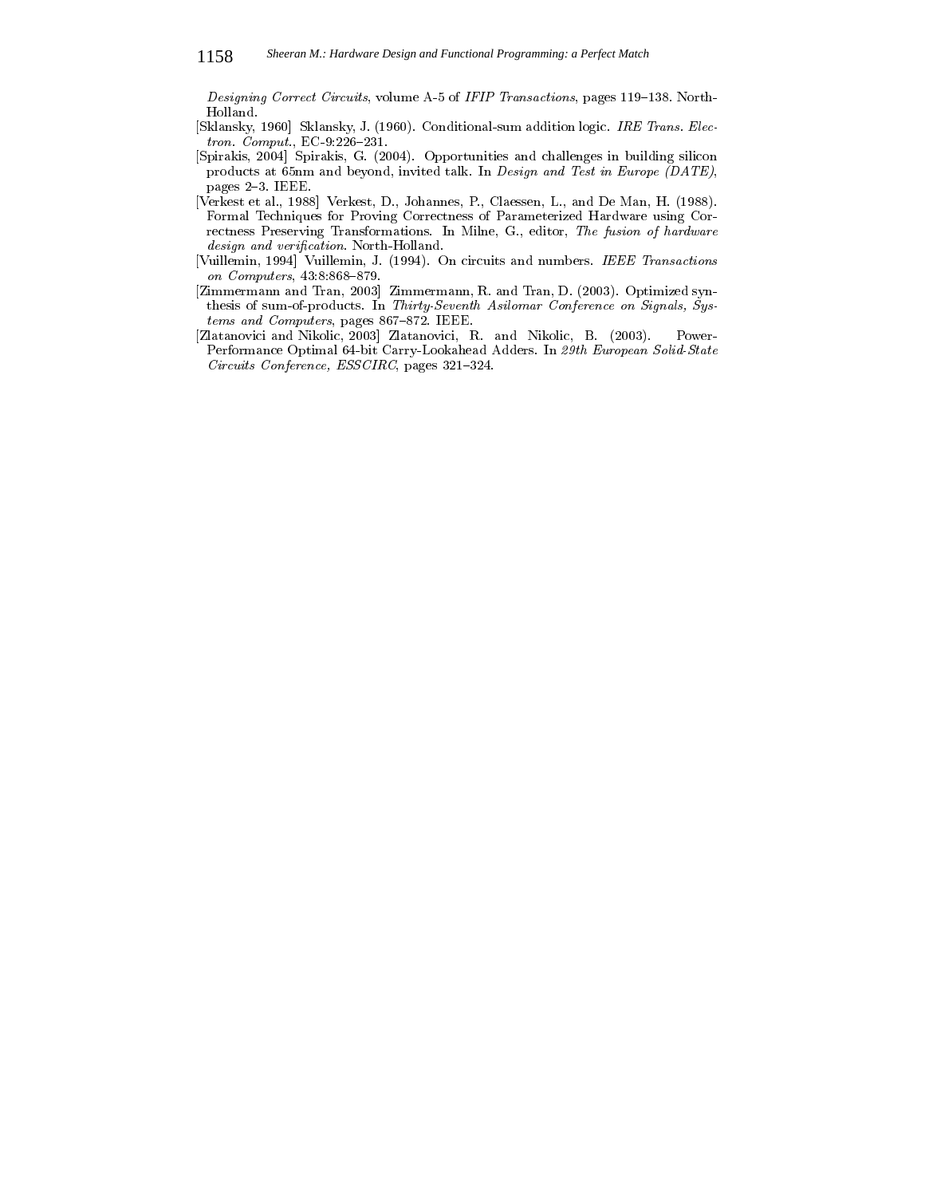*Designing Correct Circuits*, volume A-5 of *IFIP Transactions*, pages 119–138. North-Holland.

[Sklansky, 1960] Sklansky, J. (1960). Conditional-sum addition logic. *IRE Trans. Electron. Comput.*, EC-9:226–231.

[Spirakis, 2004] Spirakis, G. (2004). Opportunities and challenges in building silicon products at 65nm and beyond, invited talk. In *Design and Test in Europe (DATE)*, pages 2–3. IEEE.

[Verkest et al., 1988] Verkest, D., Johannes, P., Claessen, L., and De Man, H. (1988). Formal Techniques for Proving Correctness of Parameterized Hardware using Correctness Preserving Transformations. In Milne, G., editor, *The fusion of hardware design and verification*. North-Holland.

[Vuillemin, 1994] Vuillemin, J. (1994). On circuits and numbers. *IEEE Transactions on Computers*, 43:8:868–879.

[Zimmermann and Tran, 2003] Zimmermann, R. and Tran, D. (2003). Optimized synthesis of sum-of-products. In *Thirty-Seventh Asilomar Conference on Signals, Systems and Computers*, pages 867–872. IEEE.

[Zlatanovici and Nikolic, 2003] Zlatanovici, R. and Nikolic, B. (2003). Power-Performance Optimal 64-bit Carry-Lookahead Adders. In *29th European Solid-State Circuits Conference, ESSCIRC*, pages 321–324.